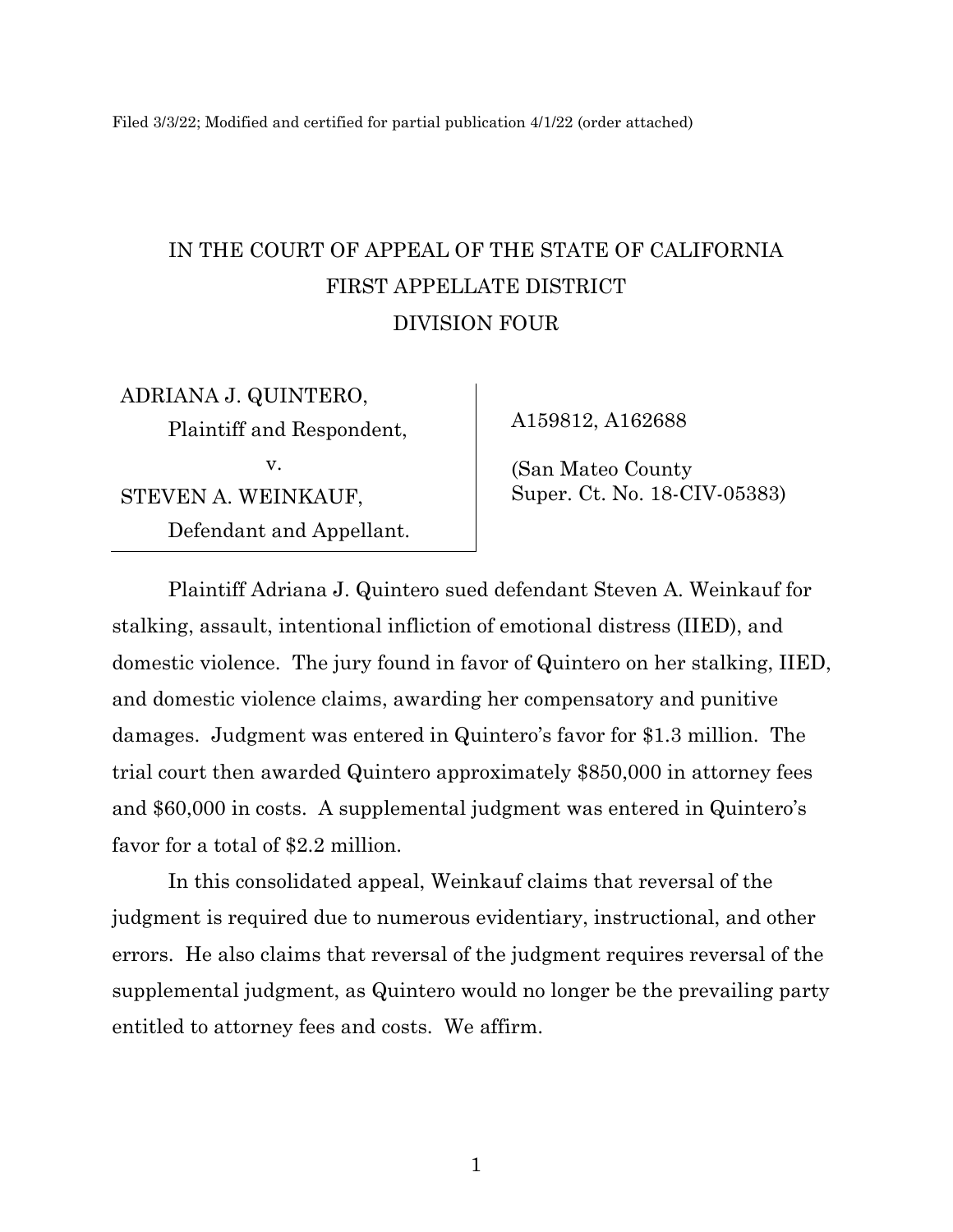Filed 3/3/22; Modified and certified for partial publication 4/1/22 (order attached)

# IN THE COURT OF APPEAL OF THE STATE OF CALIFORNIA
## FIRST APPELLATE DISTRICT
## DIVISION FOUR

| | |
|---|---|
| ADRIANA J. QUINTERO, Plaintiff and Respondent, v. STEVEN A. WEINKAUF, Defendant and Appellant. | A159812, A162688 (San Mateo County Super. Ct. No. 18-CIV-05383) |

Plaintiff Adriana J. Quintero sued defendant Steven A. Weinkauf for stalking, assault, intentional infliction of emotional distress (IIED), and domestic violence. The jury found in favor of Quintero on her stalking, IIED, and domestic violence claims, awarding her compensatory and punitive damages. Judgment was entered in Quintero's favor for $1.3 million. The trial court then awarded Quintero approximately $850,000 in attorney fees and $60,000 in costs. A supplemental judgment was entered in Quintero's favor for a total of $2.2 million.

In this consolidated appeal, Weinkauf claims that reversal of the judgment is required due to numerous evidentiary, instructional, and other errors. He also claims that reversal of the judgment requires reversal of the supplemental judgment, as Quintero would no longer be the prevailing party entitled to attorney fees and costs. We affirm.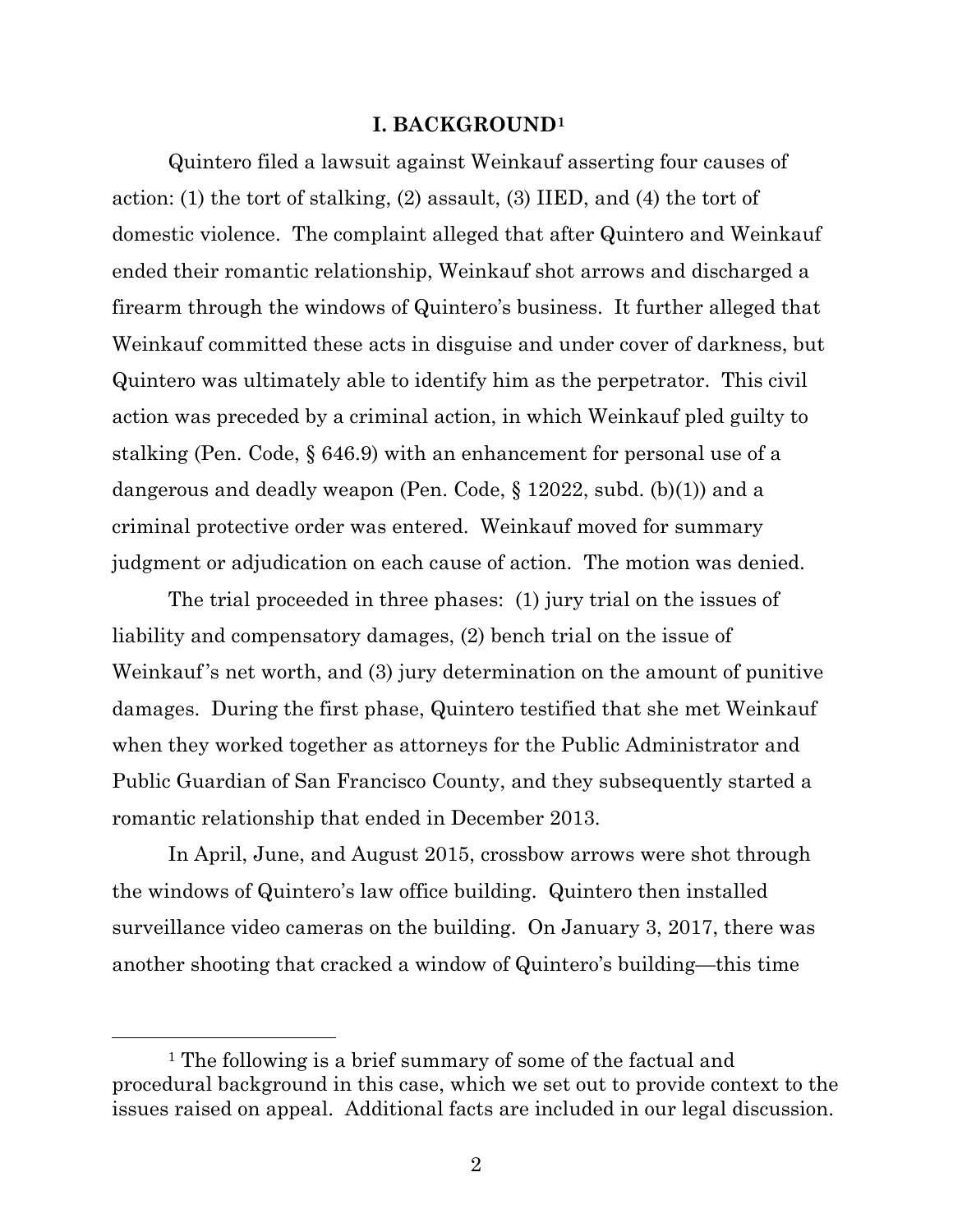## I. BACKGROUND[1]

Quintero filed a lawsuit against Weinkauf asserting four causes of action: (1) the tort of stalking, (2) assault, (3) IIED, and (4) the tort of domestic violence. The complaint alleged that after Quintero and Weinkauf ended their romantic relationship, Weinkauf shot arrows and discharged a firearm through the windows of Quintero's business. It further alleged that Weinkauf committed these acts in disguise and under cover of darkness, but Quintero was ultimately able to identify him as the perpetrator. This civil action was preceded by a criminal action, in which Weinkauf pled guilty to stalking (Pen. Code, § 646.9) with an enhancement for personal use of a dangerous and deadly weapon (Pen. Code, § 12022, subd. (b)(1)) and a criminal protective order was entered. Weinkauf moved for summary judgment or adjudication on each cause of action. The motion was denied.

The trial proceeded in three phases: (1) jury trial on the issues of liability and compensatory damages, (2) bench trial on the issue of Weinkauf's net worth, and (3) jury determination on the amount of punitive damages. During the first phase, Quintero testified that she met Weinkauf when they worked together as attorneys for the Public Administrator and Public Guardian of San Francisco County, and they subsequently started a romantic relationship that ended in December 2013.

In April, June, and August 2015, crossbow arrows were shot through the windows of Quintero's law office building. Quintero then installed surveillance video cameras on the building. On January 3, 2017, there was another shooting that cracked a window of Quintero's building—this time

[1] The following is a brief summary of some of the factual and procedural background in this case, which we set out to provide context to the issues raised on appeal. Additional facts are included in our legal discussion.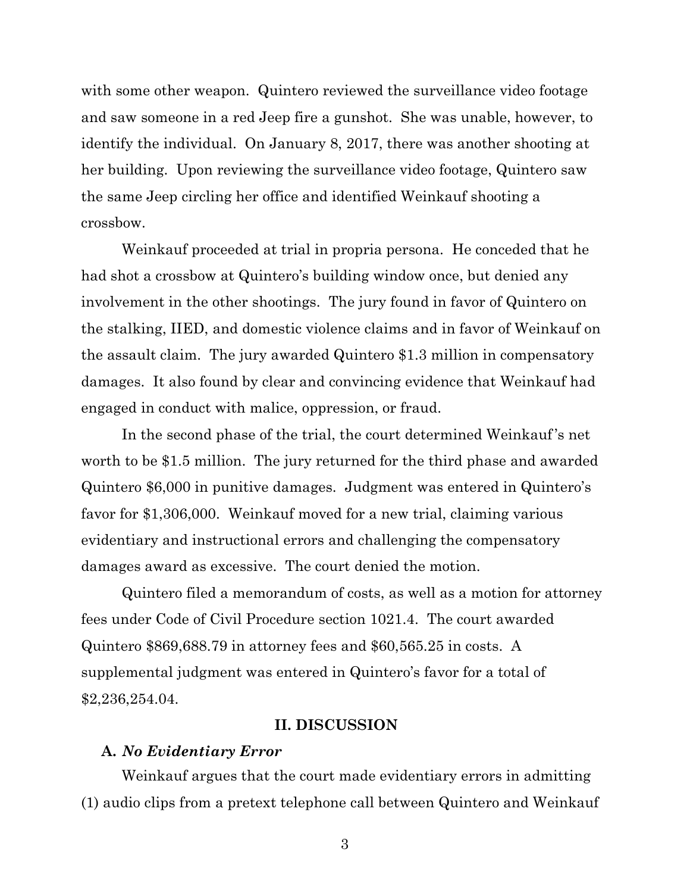with some other weapon. Quintero reviewed the surveillance video footage and saw someone in a red Jeep fire a gunshot. She was unable, however, to identify the individual. On January 8, 2017, there was another shooting at her building. Upon reviewing the surveillance video footage, Quintero saw the same Jeep circling her office and identified Weinkauf shooting a crossbow.

Weinkauf proceeded at trial in propria persona. He conceded that he had shot a crossbow at Quintero's building window once, but denied any involvement in the other shootings. The jury found in favor of Quintero on the stalking, IIED, and domestic violence claims and in favor of Weinkauf on the assault claim. The jury awarded Quintero $1.3 million in compensatory damages. It also found by clear and convincing evidence that Weinkauf had engaged in conduct with malice, oppression, or fraud.

In the second phase of the trial, the court determined Weinkauf's net worth to be $1.5 million. The jury returned for the third phase and awarded Quintero $6,000 in punitive damages. Judgment was entered in Quintero's favor for $1,306,000. Weinkauf moved for a new trial, claiming various evidentiary and instructional errors and challenging the compensatory damages award as excessive. The court denied the motion.

Quintero filed a memorandum of costs, as well as a motion for attorney fees under Code of Civil Procedure section 1021.4. The court awarded Quintero $869,688.79 in attorney fees and $60,565.25 in costs. A supplemental judgment was entered in Quintero's favor for a total of $2,236,254.04.

## II. DISCUSSION

### A. *No Evidentiary Error*

Weinkauf argues that the court made evidentiary errors in admitting (1) audio clips from a pretext telephone call between Quintero and Weinkauf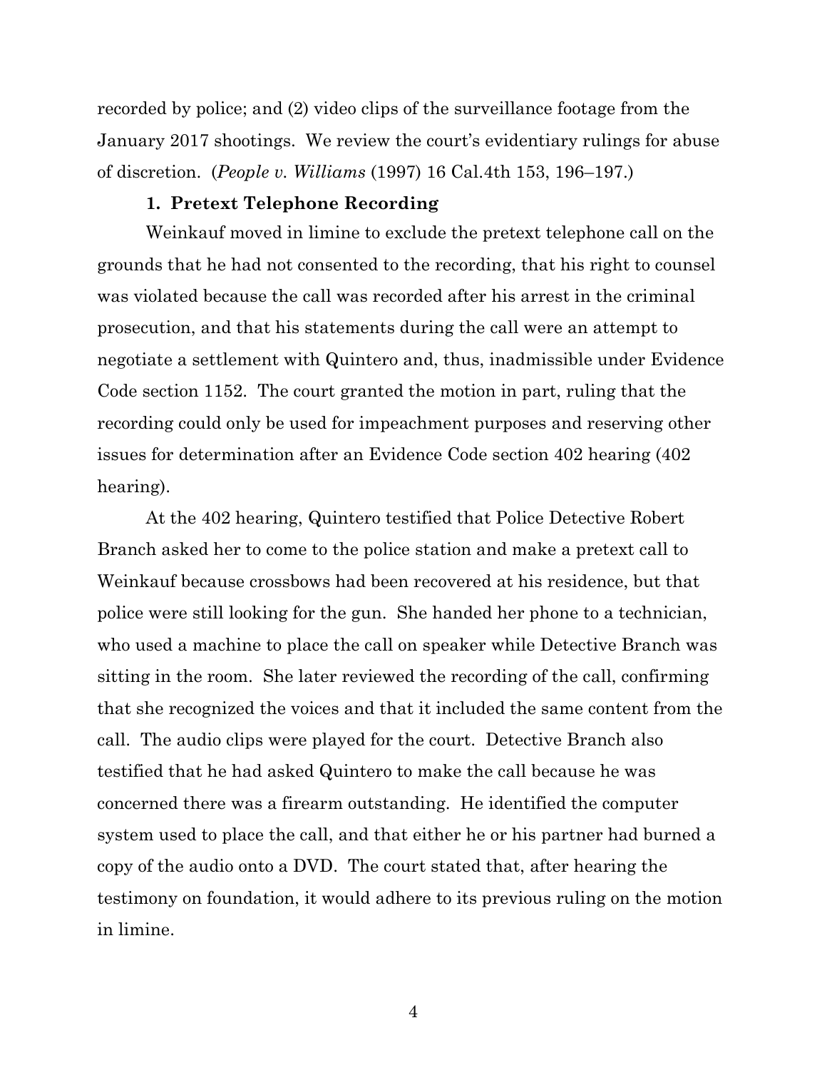recorded by police; and (2) video clips of the surveillance footage from the January 2017 shootings. We review the court's evidentiary rulings for abuse of discretion. (*People v. Williams* (1997) 16 Cal.4th 153, 196–197.)

**1. Pretext Telephone Recording**

Weinkauf moved in limine to exclude the pretext telephone call on the grounds that he had not consented to the recording, that his right to counsel was violated because the call was recorded after his arrest in the criminal prosecution, and that his statements during the call were an attempt to negotiate a settlement with Quintero and, thus, inadmissible under Evidence Code section 1152. The court granted the motion in part, ruling that the recording could only be used for impeachment purposes and reserving other issues for determination after an Evidence Code section 402 hearing (402 hearing).

At the 402 hearing, Quintero testified that Police Detective Robert Branch asked her to come to the police station and make a pretext call to Weinkauf because crossbows had been recovered at his residence, but that police were still looking for the gun. She handed her phone to a technician, who used a machine to place the call on speaker while Detective Branch was sitting in the room. She later reviewed the recording of the call, confirming that she recognized the voices and that it included the same content from the call. The audio clips were played for the court. Detective Branch also testified that he had asked Quintero to make the call because he was concerned there was a firearm outstanding. He identified the computer system used to place the call, and that either he or his partner had burned a copy of the audio onto a DVD. The court stated that, after hearing the testimony on foundation, it would adhere to its previous ruling on the motion in limine.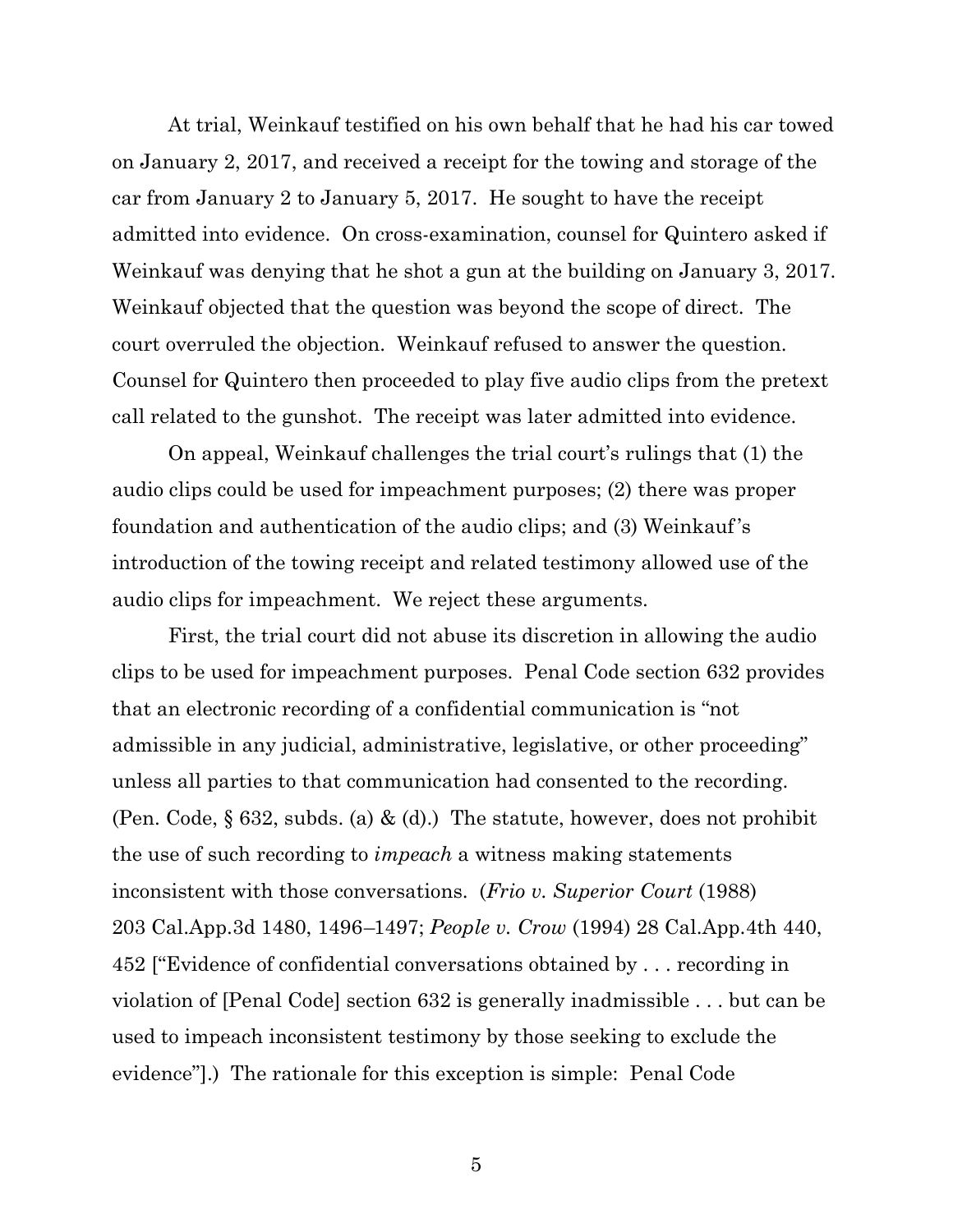At trial, Weinkauf testified on his own behalf that he had his car towed on January 2, 2017, and received a receipt for the towing and storage of the car from January 2 to January 5, 2017. He sought to have the receipt admitted into evidence. On cross-examination, counsel for Quintero asked if Weinkauf was denying that he shot a gun at the building on January 3, 2017. Weinkauf objected that the question was beyond the scope of direct. The court overruled the objection. Weinkauf refused to answer the question. Counsel for Quintero then proceeded to play five audio clips from the pretext call related to the gunshot. The receipt was later admitted into evidence.

On appeal, Weinkauf challenges the trial court's rulings that (1) the audio clips could be used for impeachment purposes; (2) there was proper foundation and authentication of the audio clips; and (3) Weinkauf's introduction of the towing receipt and related testimony allowed use of the audio clips for impeachment. We reject these arguments.

First, the trial court did not abuse its discretion in allowing the audio clips to be used for impeachment purposes. Penal Code section 632 provides that an electronic recording of a confidential communication is "not admissible in any judicial, administrative, legislative, or other proceeding" unless all parties to that communication had consented to the recording. (Pen. Code, § 632, subds. (a) & (d).) The statute, however, does not prohibit the use of such recording to *impeach* a witness making statements inconsistent with those conversations. (*Frio v. Superior Court* (1988) 203 Cal.App.3d 1480, 1496–1497; *People v. Crow* (1994) 28 Cal.App.4th 440, 452 ["Evidence of confidential conversations obtained by . . . recording in violation of [Penal Code] section 632 is generally inadmissible . . . but can be used to impeach inconsistent testimony by those seeking to exclude the evidence"].) The rationale for this exception is simple: Penal Code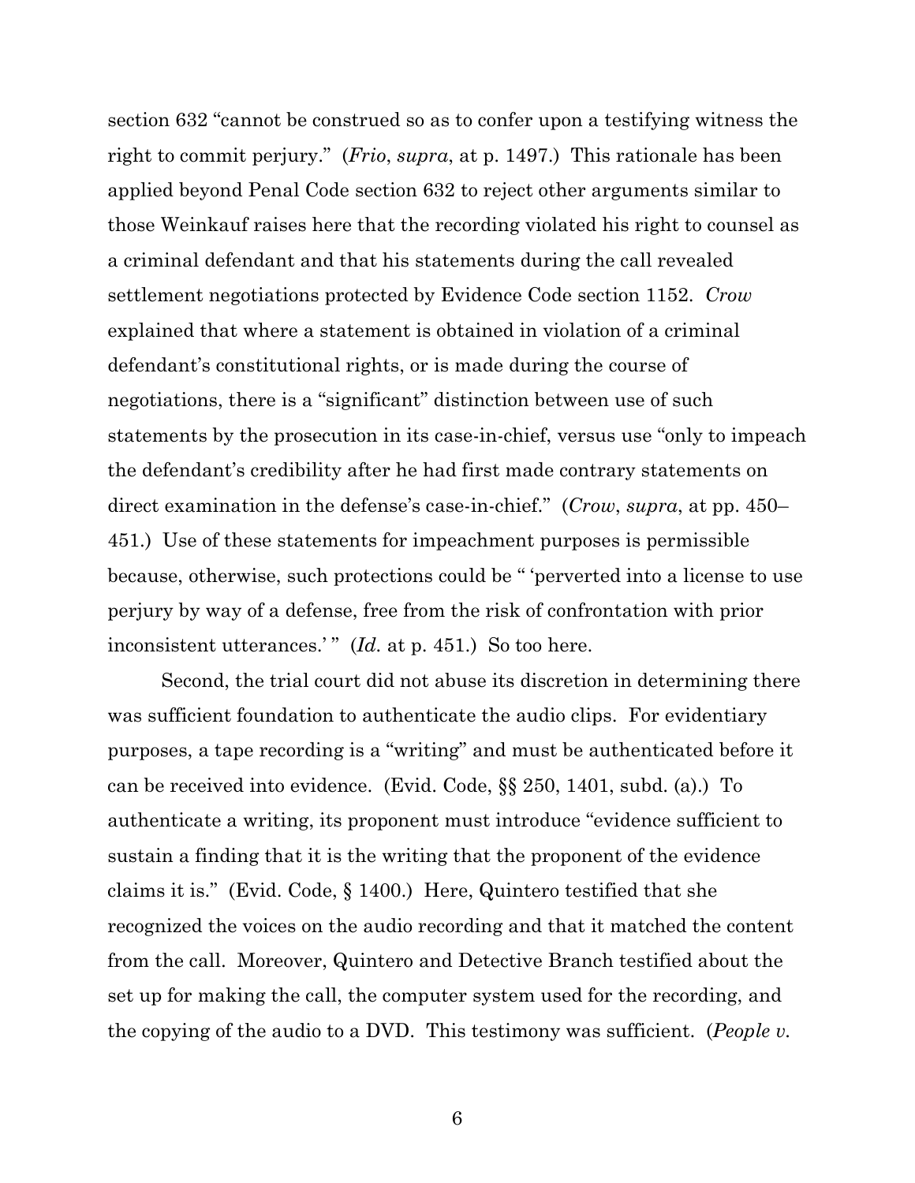section 632 "cannot be construed so as to confer upon a testifying witness the right to commit perjury." (*Frio*, *supra*, at p. 1497.) This rationale has been applied beyond Penal Code section 632 to reject other arguments similar to those Weinkauf raises here that the recording violated his right to counsel as a criminal defendant and that his statements during the call revealed settlement negotiations protected by Evidence Code section 1152. *Crow* explained that where a statement is obtained in violation of a criminal defendant's constitutional rights, or is made during the course of negotiations, there is a "significant" distinction between use of such statements by the prosecution in its case-in-chief, versus use "only to impeach the defendant's credibility after he had first made contrary statements on direct examination in the defense's case-in-chief." (*Crow*, *supra*, at pp. 450–451.) Use of these statements for impeachment purposes is permissible because, otherwise, such protections could be " 'perverted into a license to use perjury by way of a defense, free from the risk of confrontation with prior inconsistent utterances.' " (*Id.* at p. 451.) So too here.

Second, the trial court did not abuse its discretion in determining there was sufficient foundation to authenticate the audio clips. For evidentiary purposes, a tape recording is a "writing" and must be authenticated before it can be received into evidence. (Evid. Code, §§ 250, 1401, subd. (a).) To authenticate a writing, its proponent must introduce "evidence sufficient to sustain a finding that it is the writing that the proponent of the evidence claims it is." (Evid. Code, § 1400.) Here, Quintero testified that she recognized the voices on the audio recording and that it matched the content from the call. Moreover, Quintero and Detective Branch testified about the set up for making the call, the computer system used for the recording, and the copying of the audio to a DVD. This testimony was sufficient. (*People v.*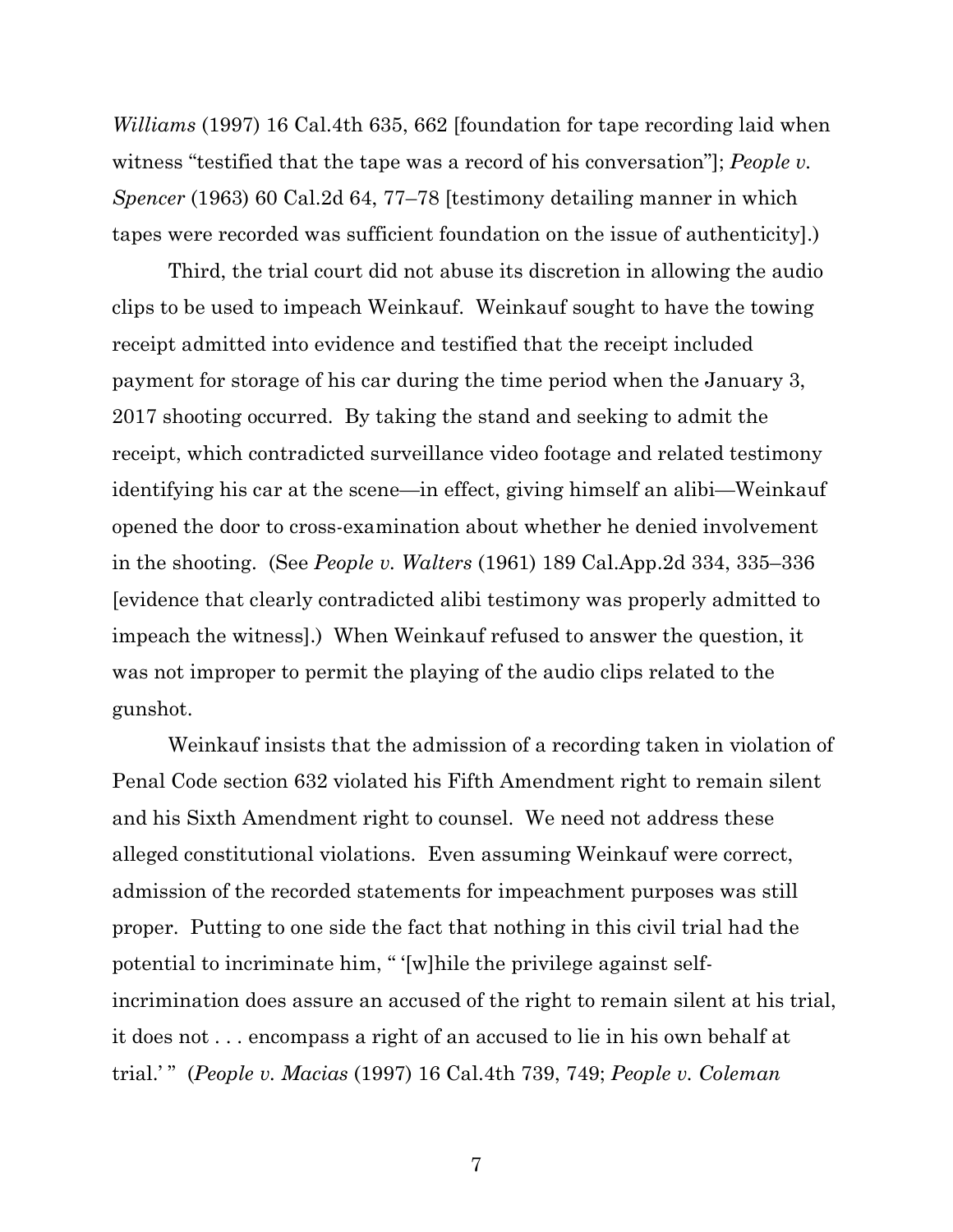*Williams* (1997) 16 Cal.4th 635, 662 [foundation for tape recording laid when witness "testified that the tape was a record of his conversation"]; *People v. Spencer* (1963) 60 Cal.2d 64, 77–78 [testimony detailing manner in which tapes were recorded was sufficient foundation on the issue of authenticity].)

Third, the trial court did not abuse its discretion in allowing the audio clips to be used to impeach Weinkauf. Weinkauf sought to have the towing receipt admitted into evidence and testified that the receipt included payment for storage of his car during the time period when the January 3, 2017 shooting occurred. By taking the stand and seeking to admit the receipt, which contradicted surveillance video footage and related testimony identifying his car at the scene—in effect, giving himself an alibi—Weinkauf opened the door to cross-examination about whether he denied involvement in the shooting. (See *People v. Walters* (1961) 189 Cal.App.2d 334, 335–336 [evidence that clearly contradicted alibi testimony was properly admitted to impeach the witness].) When Weinkauf refused to answer the question, it was not improper to permit the playing of the audio clips related to the gunshot.

Weinkauf insists that the admission of a recording taken in violation of Penal Code section 632 violated his Fifth Amendment right to remain silent and his Sixth Amendment right to counsel. We need not address these alleged constitutional violations. Even assuming Weinkauf were correct, admission of the recorded statements for impeachment purposes was still proper. Putting to one side the fact that nothing in this civil trial had the potential to incriminate him, " '[w]hile the privilege against self-incrimination does assure an accused of the right to remain silent at his trial, it does not . . . encompass a right of an accused to lie in his own behalf at trial.' " (*People v. Macias* (1997) 16 Cal.4th 739, 749; *People v. Coleman*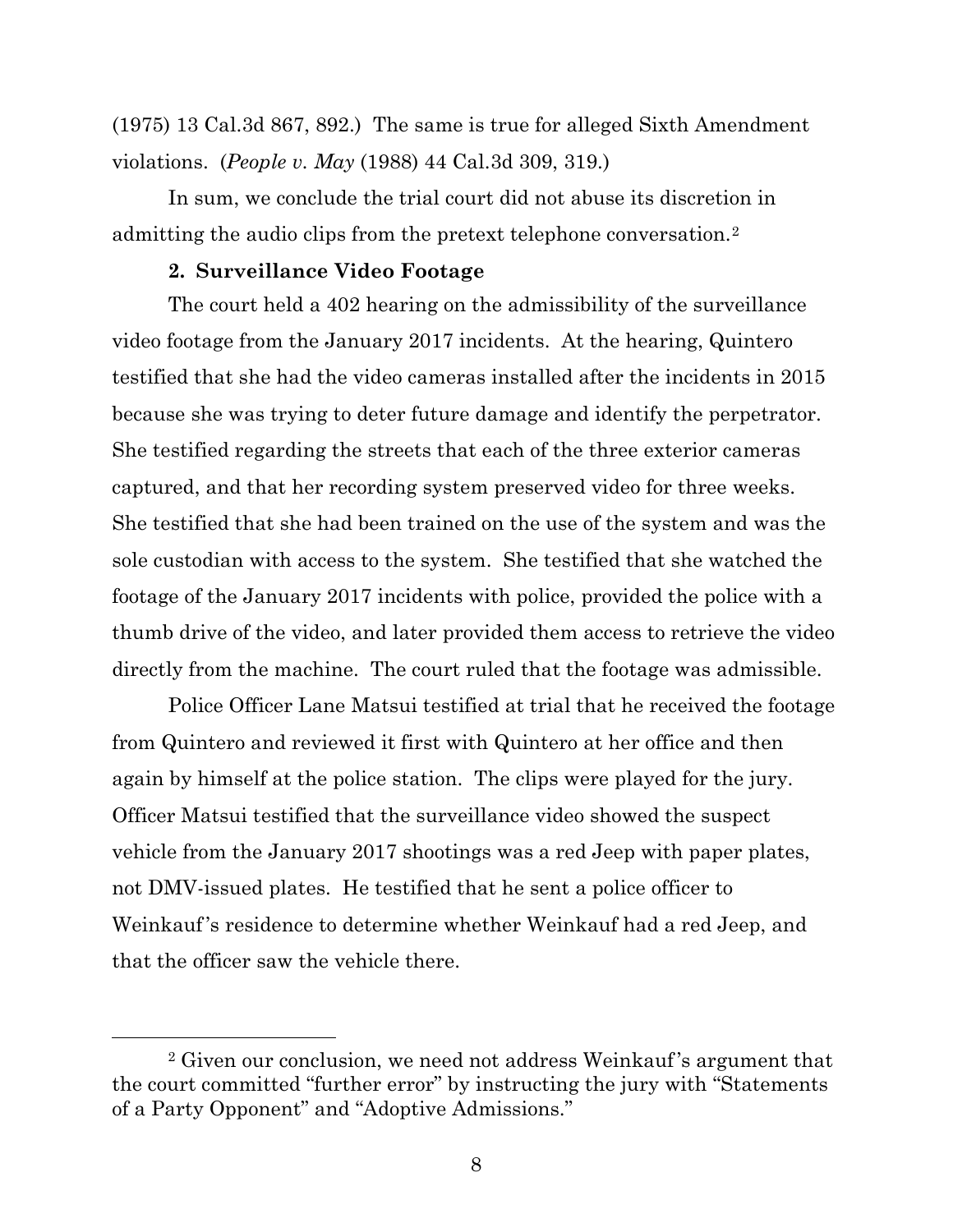(1975) 13 Cal.3d 867, 892.) The same is true for alleged Sixth Amendment violations. (*People v. May* (1988) 44 Cal.3d 309, 319.)

In sum, we conclude the trial court did not abuse its discretion in admitting the audio clips from the pretext telephone conversation.[2]

**2. Surveillance Video Footage**

The court held a 402 hearing on the admissibility of the surveillance video footage from the January 2017 incidents. At the hearing, Quintero testified that she had the video cameras installed after the incidents in 2015 because she was trying to deter future damage and identify the perpetrator. She testified regarding the streets that each of the three exterior cameras captured, and that her recording system preserved video for three weeks. She testified that she had been trained on the use of the system and was the sole custodian with access to the system. She testified that she watched the footage of the January 2017 incidents with police, provided the police with a thumb drive of the video, and later provided them access to retrieve the video directly from the machine. The court ruled that the footage was admissible.

Police Officer Lane Matsui testified at trial that he received the footage from Quintero and reviewed it first with Quintero at her office and then again by himself at the police station. The clips were played for the jury. Officer Matsui testified that the surveillance video showed the suspect vehicle from the January 2017 shootings was a red Jeep with paper plates, not DMV-issued plates. He testified that he sent a police officer to Weinkauf's residence to determine whether Weinkauf had a red Jeep, and that the officer saw the vehicle there.

---

[2] Given our conclusion, we need not address Weinkauf's argument that the court committed "further error" by instructing the jury with "Statements of a Party Opponent" and "Adoptive Admissions."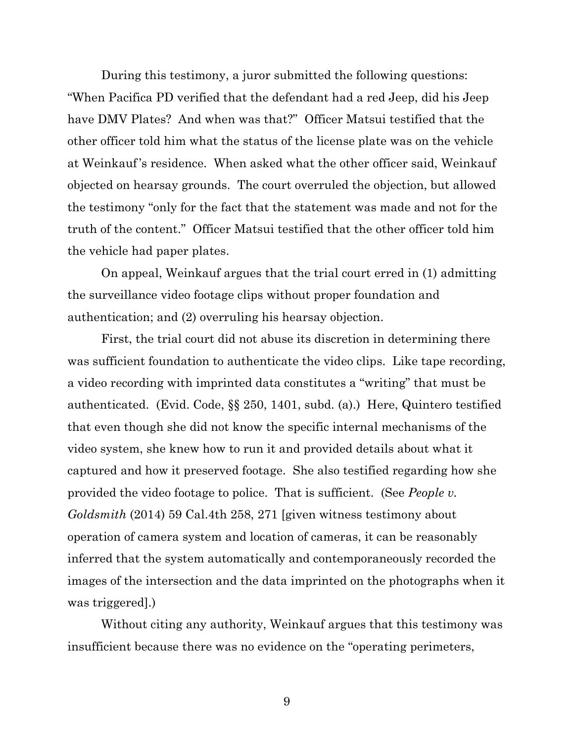During this testimony, a juror submitted the following questions: "When Pacifica PD verified that the defendant had a red Jeep, did his Jeep have DMV Plates? And when was that?" Officer Matsui testified that the other officer told him what the status of the license plate was on the vehicle at Weinkauf's residence. When asked what the other officer said, Weinkauf objected on hearsay grounds. The court overruled the objection, but allowed the testimony "only for the fact that the statement was made and not for the truth of the content." Officer Matsui testified that the other officer told him the vehicle had paper plates.

On appeal, Weinkauf argues that the trial court erred in (1) admitting the surveillance video footage clips without proper foundation and authentication; and (2) overruling his hearsay objection.

First, the trial court did not abuse its discretion in determining there was sufficient foundation to authenticate the video clips. Like tape recording, a video recording with imprinted data constitutes a "writing" that must be authenticated. (Evid. Code, §§ 250, 1401, subd. (a).) Here, Quintero testified that even though she did not know the specific internal mechanisms of the video system, she knew how to run it and provided details about what it captured and how it preserved footage. She also testified regarding how she provided the video footage to police. That is sufficient. (See *People v. Goldsmith* (2014) 59 Cal.4th 258, 271 [given witness testimony about operation of camera system and location of cameras, it can be reasonably inferred that the system automatically and contemporaneously recorded the images of the intersection and the data imprinted on the photographs when it was triggered].)

Without citing any authority, Weinkauf argues that this testimony was insufficient because there was no evidence on the "operating perimeters,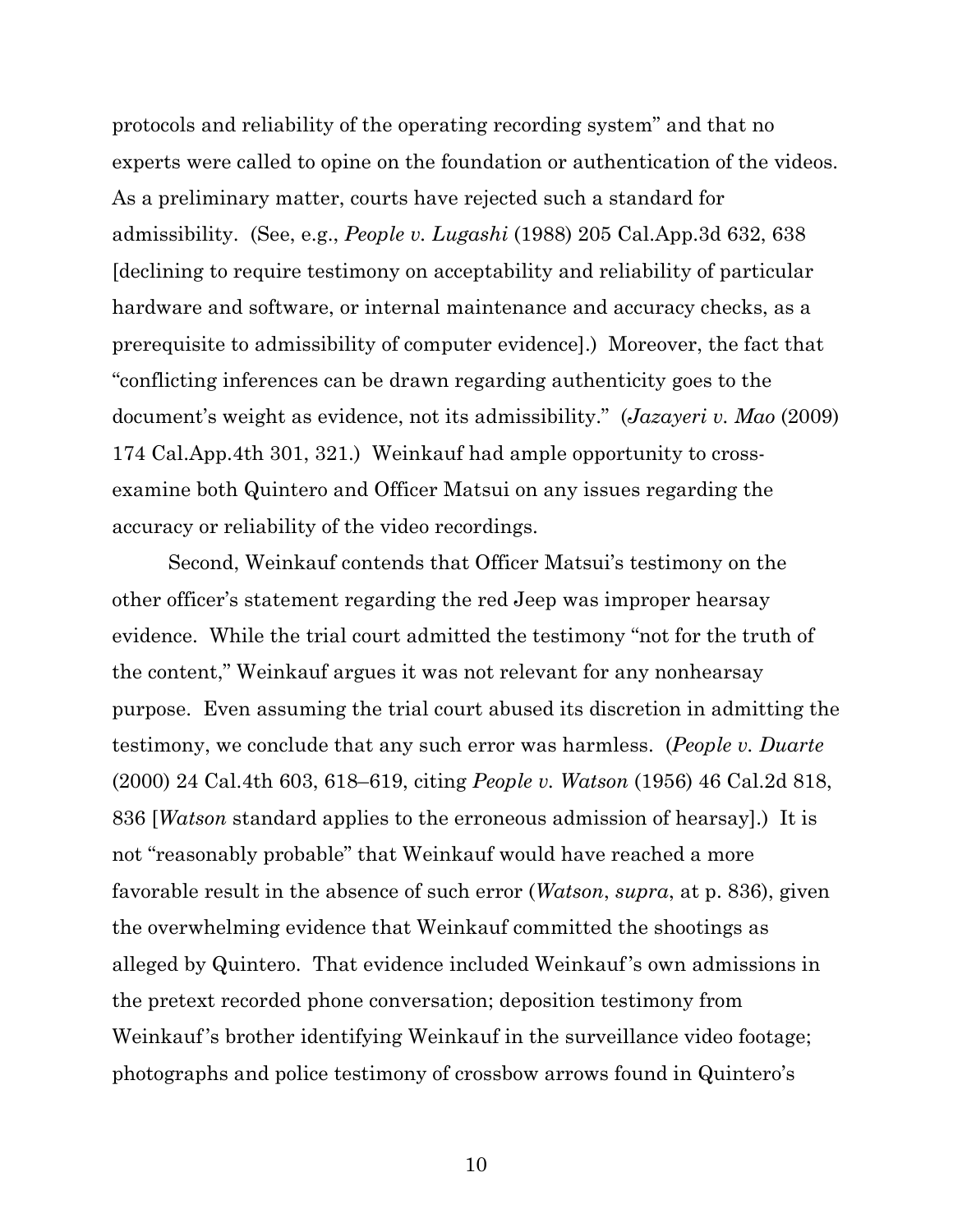protocols and reliability of the operating recording system" and that no experts were called to opine on the foundation or authentication of the videos. As a preliminary matter, courts have rejected such a standard for admissibility. (See, e.g., *People v. Lugashi* (1988) 205 Cal.App.3d 632, 638 [declining to require testimony on acceptability and reliability of particular hardware and software, or internal maintenance and accuracy checks, as a prerequisite to admissibility of computer evidence].) Moreover, the fact that "conflicting inferences can be drawn regarding authenticity goes to the document's weight as evidence, not its admissibility." (*Jazayeri v. Mao* (2009) 174 Cal.App.4th 301, 321.) Weinkauf had ample opportunity to cross-examine both Quintero and Officer Matsui on any issues regarding the accuracy or reliability of the video recordings.

Second, Weinkauf contends that Officer Matsui's testimony on the other officer's statement regarding the red Jeep was improper hearsay evidence. While the trial court admitted the testimony "not for the truth of the content," Weinkauf argues it was not relevant for any nonhearsay purpose. Even assuming the trial court abused its discretion in admitting the testimony, we conclude that any such error was harmless. (*People v. Duarte* (2000) 24 Cal.4th 603, 618–619, citing *People v. Watson* (1956) 46 Cal.2d 818, 836 [*Watson* standard applies to the erroneous admission of hearsay].) It is not "reasonably probable" that Weinkauf would have reached a more favorable result in the absence of such error (*Watson*, *supra*, at p. 836), given the overwhelming evidence that Weinkauf committed the shootings as alleged by Quintero. That evidence included Weinkauf's own admissions in the pretext recorded phone conversation; deposition testimony from Weinkauf's brother identifying Weinkauf in the surveillance video footage; photographs and police testimony of crossbow arrows found in Quintero's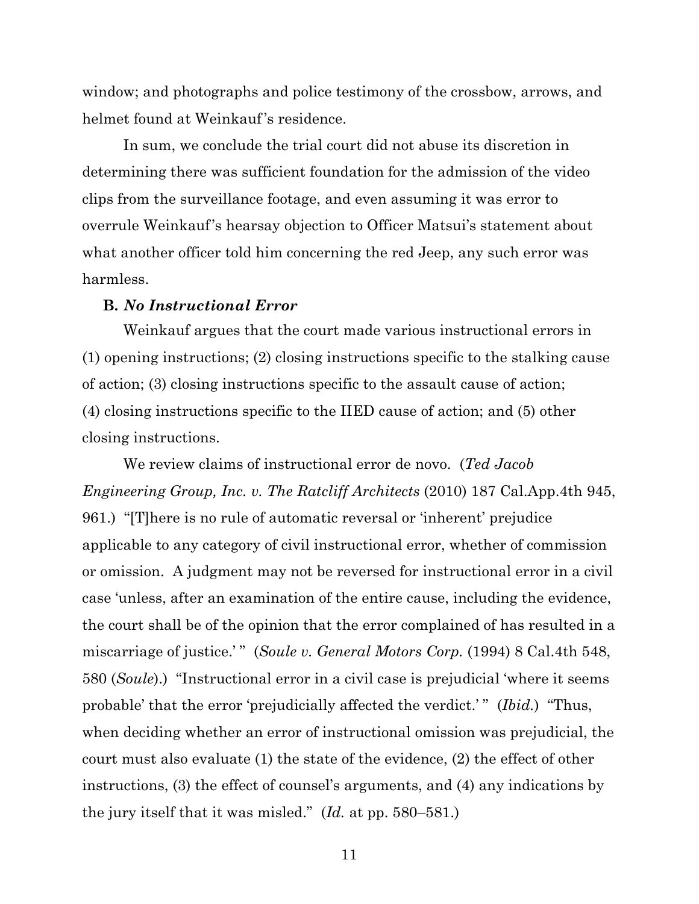window; and photographs and police testimony of the crossbow, arrows, and helmet found at Weinkauf's residence.

In sum, we conclude the trial court did not abuse its discretion in determining there was sufficient foundation for the admission of the video clips from the surveillance footage, and even assuming it was error to overrule Weinkauf's hearsay objection to Officer Matsui's statement about what another officer told him concerning the red Jeep, any such error was harmless.

**B.** ***No Instructional Error***

Weinkauf argues that the court made various instructional errors in (1) opening instructions; (2) closing instructions specific to the stalking cause of action; (3) closing instructions specific to the assault cause of action; (4) closing instructions specific to the IIED cause of action; and (5) other closing instructions.

We review claims of instructional error de novo. (*Ted Jacob Engineering Group, Inc. v. The Ratcliff Architects* (2010) 187 Cal.App.4th 945, 961.) "[T]here is no rule of automatic reversal or 'inherent' prejudice applicable to any category of civil instructional error, whether of commission or omission. A judgment may not be reversed for instructional error in a civil case 'unless, after an examination of the entire cause, including the evidence, the court shall be of the opinion that the error complained of has resulted in a miscarriage of justice.' " (*Soule v. General Motors Corp.* (1994) 8 Cal.4th 548, 580 (*Soule*).) "Instructional error in a civil case is prejudicial 'where it seems probable' that the error 'prejudicially affected the verdict.' " (*Ibid.*) "Thus, when deciding whether an error of instructional omission was prejudicial, the court must also evaluate (1) the state of the evidence, (2) the effect of other instructions, (3) the effect of counsel's arguments, and (4) any indications by the jury itself that it was misled." (*Id.* at pp. 580–581.)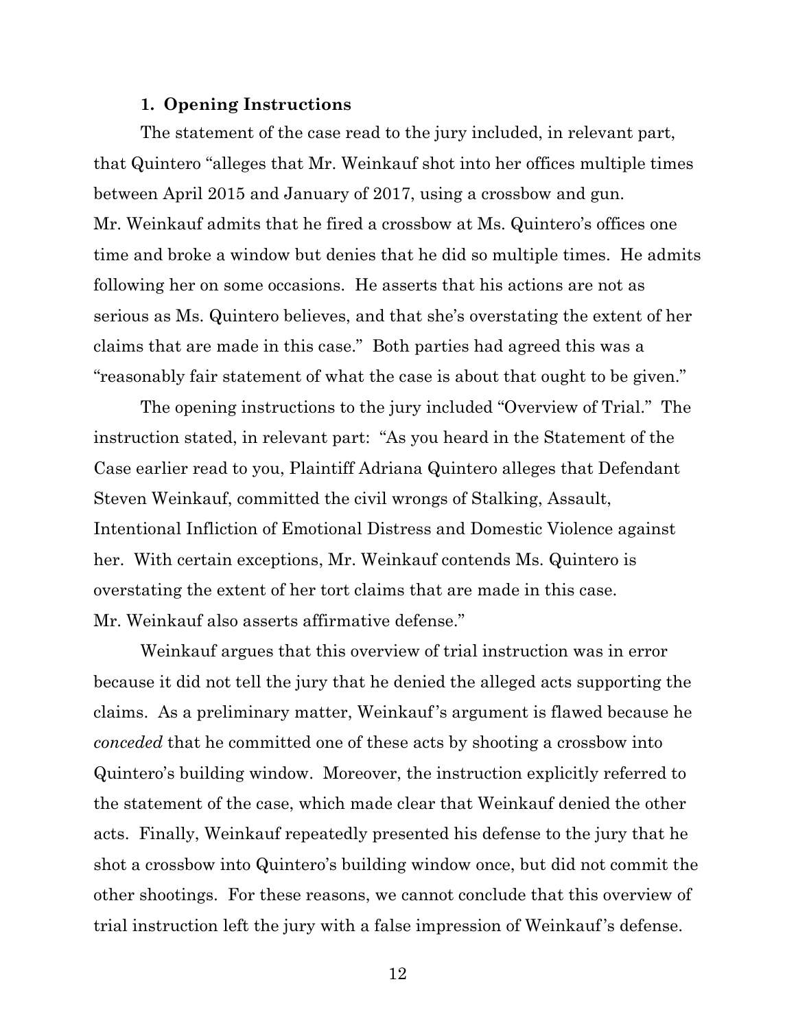### 1. Opening Instructions

The statement of the case read to the jury included, in relevant part, that Quintero "alleges that Mr. Weinkauf shot into her offices multiple times between April 2015 and January of 2017, using a crossbow and gun. Mr. Weinkauf admits that he fired a crossbow at Ms. Quintero's offices one time and broke a window but denies that he did so multiple times. He admits following her on some occasions. He asserts that his actions are not as serious as Ms. Quintero believes, and that she's overstating the extent of her claims that are made in this case." Both parties had agreed this was a "reasonably fair statement of what the case is about that ought to be given."

The opening instructions to the jury included "Overview of Trial." The instruction stated, in relevant part: "As you heard in the Statement of the Case earlier read to you, Plaintiff Adriana Quintero alleges that Defendant Steven Weinkauf, committed the civil wrongs of Stalking, Assault, Intentional Infliction of Emotional Distress and Domestic Violence against her. With certain exceptions, Mr. Weinkauf contends Ms. Quintero is overstating the extent of her tort claims that are made in this case. Mr. Weinkauf also asserts affirmative defense."

Weinkauf argues that this overview of trial instruction was in error because it did not tell the jury that he denied the alleged acts supporting the claims. As a preliminary matter, Weinkauf's argument is flawed because he *conceded* that he committed one of these acts by shooting a crossbow into Quintero's building window. Moreover, the instruction explicitly referred to the statement of the case, which made clear that Weinkauf denied the other acts. Finally, Weinkauf repeatedly presented his defense to the jury that he shot a crossbow into Quintero's building window once, but did not commit the other shootings. For these reasons, we cannot conclude that this overview of trial instruction left the jury with a false impression of Weinkauf's defense.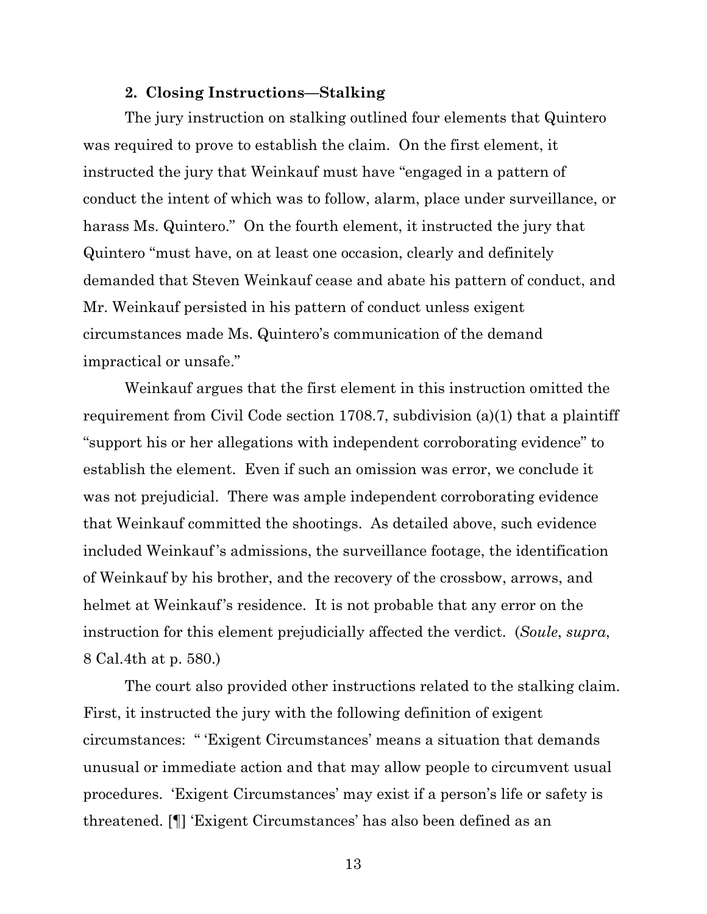### 2. Closing Instructions—Stalking

The jury instruction on stalking outlined four elements that Quintero was required to prove to establish the claim. On the first element, it instructed the jury that Weinkauf must have "engaged in a pattern of conduct the intent of which was to follow, alarm, place under surveillance, or harass Ms. Quintero." On the fourth element, it instructed the jury that Quintero "must have, on at least one occasion, clearly and definitely demanded that Steven Weinkauf cease and abate his pattern of conduct, and Mr. Weinkauf persisted in his pattern of conduct unless exigent circumstances made Ms. Quintero's communication of the demand impractical or unsafe."

Weinkauf argues that the first element in this instruction omitted the requirement from Civil Code section 1708.7, subdivision (a)(1) that a plaintiff "support his or her allegations with independent corroborating evidence" to establish the element. Even if such an omission was error, we conclude it was not prejudicial. There was ample independent corroborating evidence that Weinkauf committed the shootings. As detailed above, such evidence included Weinkauf's admissions, the surveillance footage, the identification of Weinkauf by his brother, and the recovery of the crossbow, arrows, and helmet at Weinkauf's residence. It is not probable that any error on the instruction for this element prejudicially affected the verdict. (*Soule*, *supra*, 8 Cal.4th at p. 580.)

The court also provided other instructions related to the stalking claim. First, it instructed the jury with the following definition of exigent circumstances: " 'Exigent Circumstances' means a situation that demands unusual or immediate action and that may allow people to circumvent usual procedures. 'Exigent Circumstances' may exist if a person's life or safety is threatened. [¶] 'Exigent Circumstances' has also been defined as an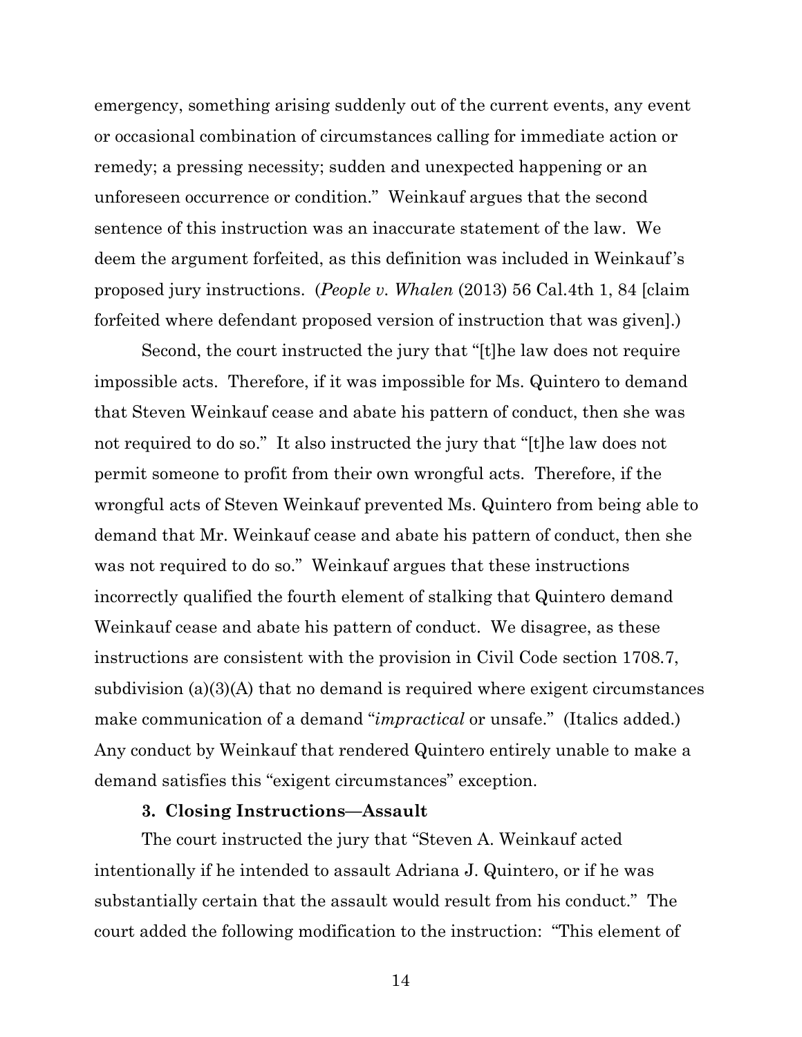emergency, something arising suddenly out of the current events, any event or occasional combination of circumstances calling for immediate action or remedy; a pressing necessity; sudden and unexpected happening or an unforeseen occurrence or condition." Weinkauf argues that the second sentence of this instruction was an inaccurate statement of the law. We deem the argument forfeited, as this definition was included in Weinkauf's proposed jury instructions. (*People v. Whalen* (2013) 56 Cal.4th 1, 84 [claim forfeited where defendant proposed version of instruction that was given].)

Second, the court instructed the jury that "[t]he law does not require impossible acts. Therefore, if it was impossible for Ms. Quintero to demand that Steven Weinkauf cease and abate his pattern of conduct, then she was not required to do so." It also instructed the jury that "[t]he law does not permit someone to profit from their own wrongful acts. Therefore, if the wrongful acts of Steven Weinkauf prevented Ms. Quintero from being able to demand that Mr. Weinkauf cease and abate his pattern of conduct, then she was not required to do so." Weinkauf argues that these instructions incorrectly qualified the fourth element of stalking that Quintero demand Weinkauf cease and abate his pattern of conduct. We disagree, as these instructions are consistent with the provision in Civil Code section 1708.7, subdivision (a)(3)(A) that no demand is required where exigent circumstances make communication of a demand "*impractical* or unsafe." (Italics added.) Any conduct by Weinkauf that rendered Quintero entirely unable to make a demand satisfies this "exigent circumstances" exception.

### 3. Closing Instructions—Assault

The court instructed the jury that "Steven A. Weinkauf acted intentionally if he intended to assault Adriana J. Quintero, or if he was substantially certain that the assault would result from his conduct." The court added the following modification to the instruction: "This element of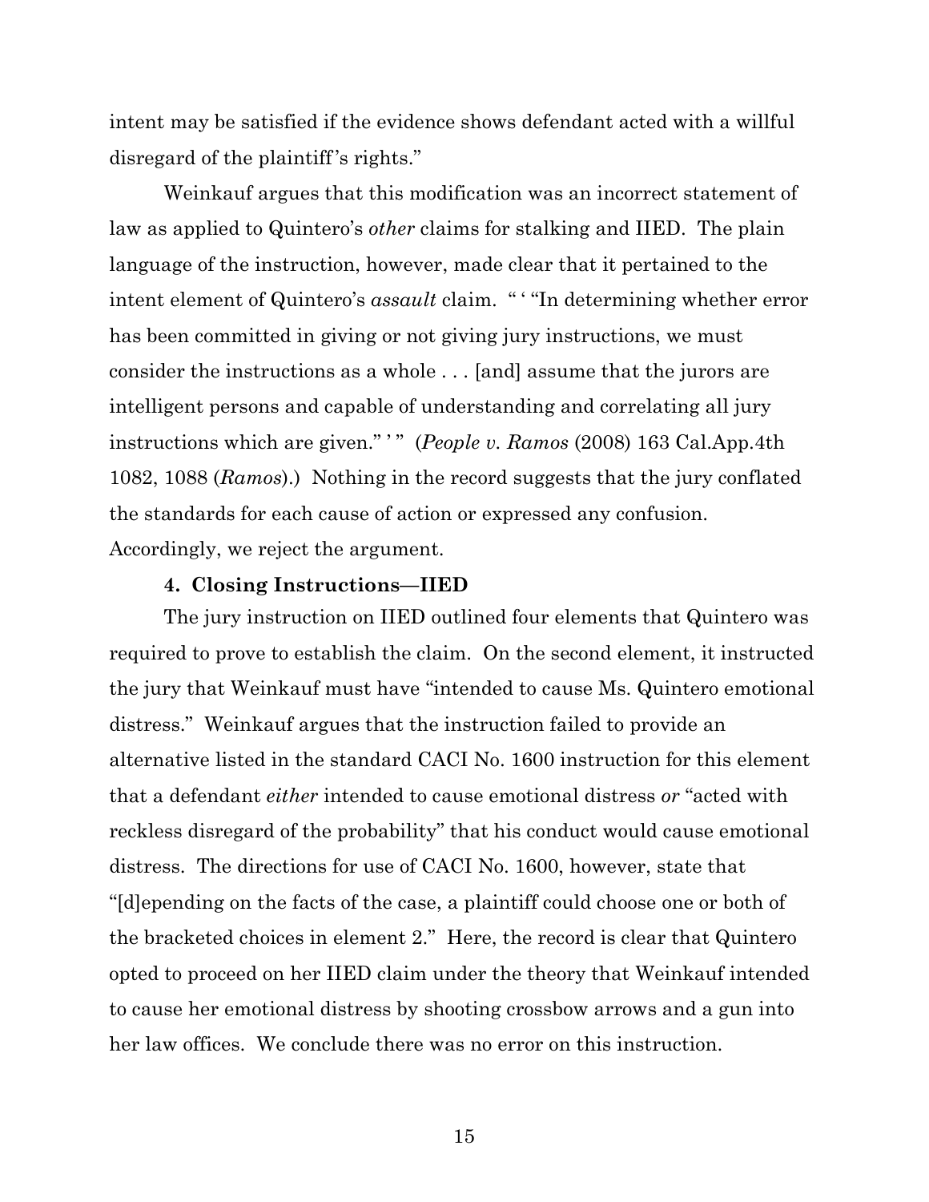intent may be satisfied if the evidence shows defendant acted with a willful disregard of the plaintiff's rights."

Weinkauf argues that this modification was an incorrect statement of law as applied to Quintero's *other* claims for stalking and IIED. The plain language of the instruction, however, made clear that it pertained to the intent element of Quintero's *assault* claim. " ' "In determining whether error has been committed in giving or not giving jury instructions, we must consider the instructions as a whole . . . [and] assume that the jurors are intelligent persons and capable of understanding and correlating all jury instructions which are given." ' " (*People v. Ramos* (2008) 163 Cal.App.4th 1082, 1088 (*Ramos*).) Nothing in the record suggests that the jury conflated the standards for each cause of action or expressed any confusion. Accordingly, we reject the argument.

**4. Closing Instructions—IIED**

The jury instruction on IIED outlined four elements that Quintero was required to prove to establish the claim. On the second element, it instructed the jury that Weinkauf must have "intended to cause Ms. Quintero emotional distress." Weinkauf argues that the instruction failed to provide an alternative listed in the standard CACI No. 1600 instruction for this element that a defendant *either* intended to cause emotional distress *or* "acted with reckless disregard of the probability" that his conduct would cause emotional distress. The directions for use of CACI No. 1600, however, state that "[d]epending on the facts of the case, a plaintiff could choose one or both of the bracketed choices in element 2." Here, the record is clear that Quintero opted to proceed on her IIED claim under the theory that Weinkauf intended to cause her emotional distress by shooting crossbow arrows and a gun into her law offices. We conclude there was no error on this instruction.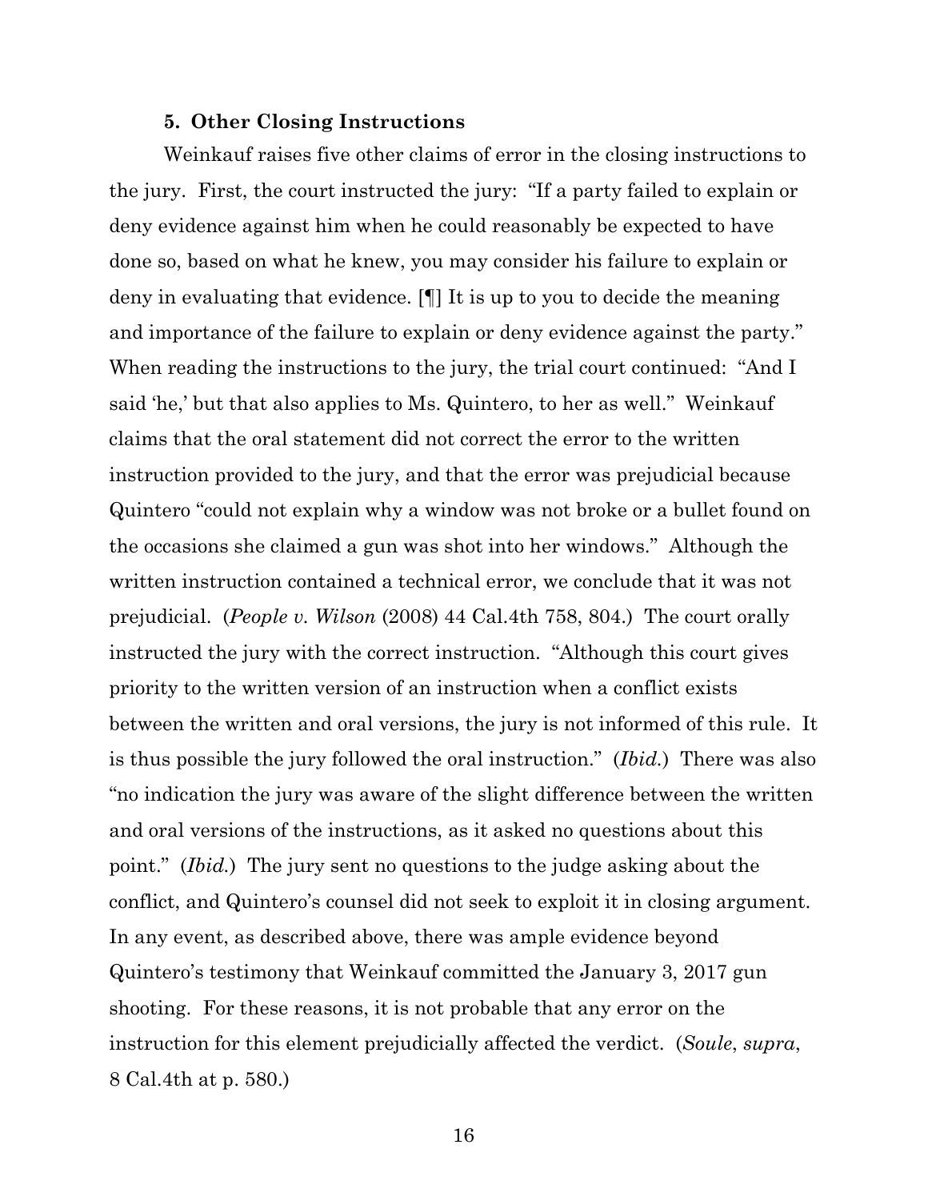### **5. Other Closing Instructions**

Weinkauf raises five other claims of error in the closing instructions to the jury. First, the court instructed the jury: "If a party failed to explain or deny evidence against him when he could reasonably be expected to have done so, based on what he knew, you may consider his failure to explain or deny in evaluating that evidence. [¶] It is up to you to decide the meaning and importance of the failure to explain or deny evidence against the party." When reading the instructions to the jury, the trial court continued: "And I said 'he,' but that also applies to Ms. Quintero, to her as well." Weinkauf claims that the oral statement did not correct the error to the written instruction provided to the jury, and that the error was prejudicial because Quintero "could not explain why a window was not broke or a bullet found on the occasions she claimed a gun was shot into her windows." Although the written instruction contained a technical error, we conclude that it was not prejudicial. (*People v. Wilson* (2008) 44 Cal.4th 758, 804.) The court orally instructed the jury with the correct instruction. "Although this court gives priority to the written version of an instruction when a conflict exists between the written and oral versions, the jury is not informed of this rule. It is thus possible the jury followed the oral instruction." (*Ibid.*) There was also "no indication the jury was aware of the slight difference between the written and oral versions of the instructions, as it asked no questions about this point." (*Ibid.*) The jury sent no questions to the judge asking about the conflict, and Quintero's counsel did not seek to exploit it in closing argument. In any event, as described above, there was ample evidence beyond Quintero's testimony that Weinkauf committed the January 3, 2017 gun shooting. For these reasons, it is not probable that any error on the instruction for this element prejudicially affected the verdict. (*Soule*, *supra*, 8 Cal.4th at p. 580.)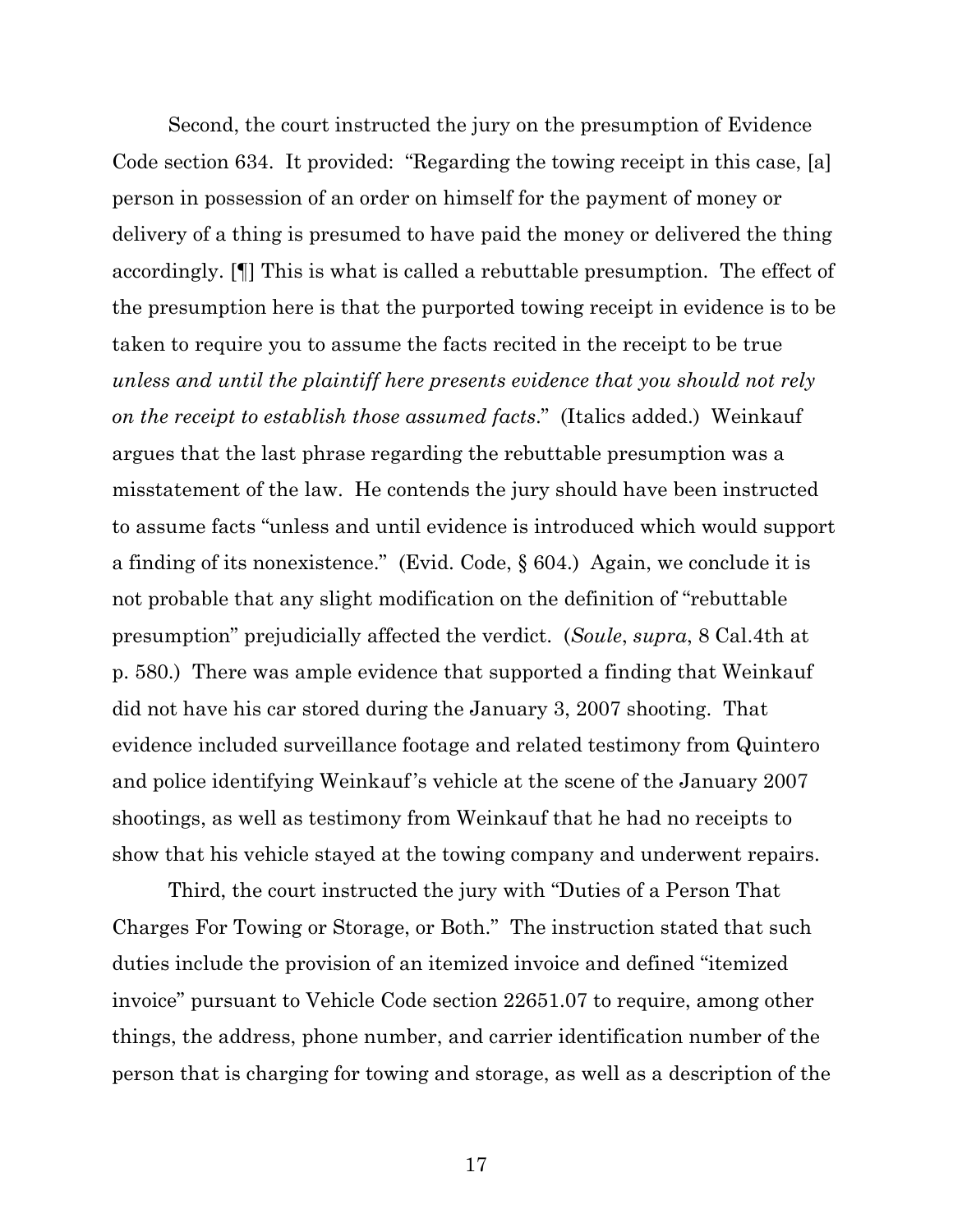Second, the court instructed the jury on the presumption of Evidence Code section 634. It provided: "Regarding the towing receipt in this case, [a] person in possession of an order on himself for the payment of money or delivery of a thing is presumed to have paid the money or delivered the thing accordingly. [¶] This is what is called a rebuttable presumption. The effect of the presumption here is that the purported towing receipt in evidence is to be taken to require you to assume the facts recited in the receipt to be true *unless and until the plaintiff here presents evidence that you should not rely on the receipt to establish those assumed facts*." (Italics added.) Weinkauf argues that the last phrase regarding the rebuttable presumption was a misstatement of the law. He contends the jury should have been instructed to assume facts "unless and until evidence is introduced which would support a finding of its nonexistence." (Evid. Code, § 604.) Again, we conclude it is not probable that any slight modification on the definition of "rebuttable presumption" prejudicially affected the verdict. (*Soule*, *supra*, 8 Cal.4th at p. 580.) There was ample evidence that supported a finding that Weinkauf did not have his car stored during the January 3, 2007 shooting. That evidence included surveillance footage and related testimony from Quintero and police identifying Weinkauf's vehicle at the scene of the January 2007 shootings, as well as testimony from Weinkauf that he had no receipts to show that his vehicle stayed at the towing company and underwent repairs.

Third, the court instructed the jury with "Duties of a Person That Charges For Towing or Storage, or Both." The instruction stated that such duties include the provision of an itemized invoice and defined "itemized invoice" pursuant to Vehicle Code section 22651.07 to require, among other things, the address, phone number, and carrier identification number of the person that is charging for towing and storage, as well as a description of the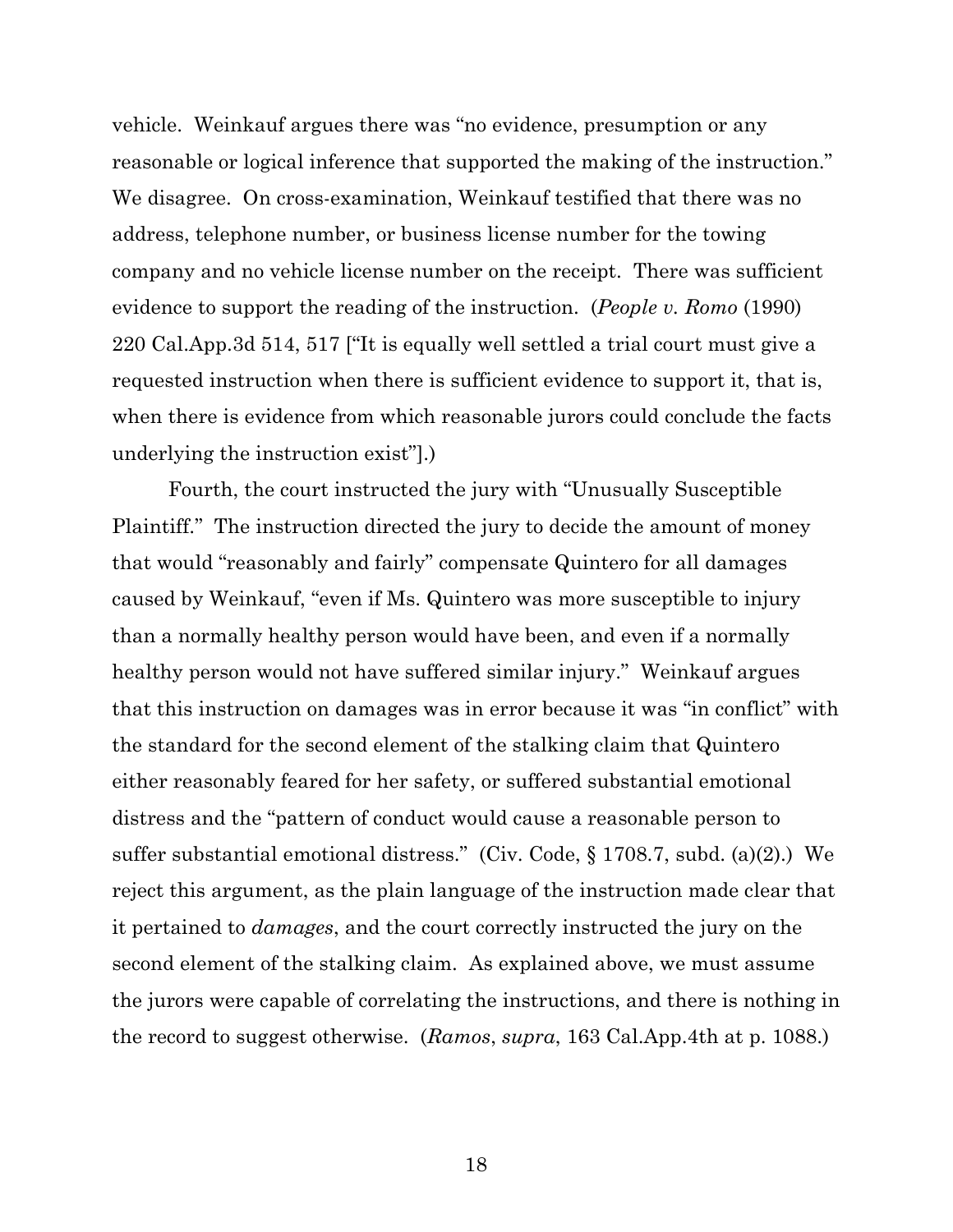vehicle. Weinkauf argues there was "no evidence, presumption or any reasonable or logical inference that supported the making of the instruction." We disagree. On cross-examination, Weinkauf testified that there was no address, telephone number, or business license number for the towing company and no vehicle license number on the receipt. There was sufficient evidence to support the reading of the instruction. (*People v. Romo* (1990) 220 Cal.App.3d 514, 517 ["It is equally well settled a trial court must give a requested instruction when there is sufficient evidence to support it, that is, when there is evidence from which reasonable jurors could conclude the facts underlying the instruction exist"].)

Fourth, the court instructed the jury with "Unusually Susceptible Plaintiff." The instruction directed the jury to decide the amount of money that would "reasonably and fairly" compensate Quintero for all damages caused by Weinkauf, "even if Ms. Quintero was more susceptible to injury than a normally healthy person would have been, and even if a normally healthy person would not have suffered similar injury." Weinkauf argues that this instruction on damages was in error because it was "in conflict" with the standard for the second element of the stalking claim that Quintero either reasonably feared for her safety, or suffered substantial emotional distress and the "pattern of conduct would cause a reasonable person to suffer substantial emotional distress." (Civ. Code, § 1708.7, subd. (a)(2).) We reject this argument, as the plain language of the instruction made clear that it pertained to *damages*, and the court correctly instructed the jury on the second element of the stalking claim. As explained above, we must assume the jurors were capable of correlating the instructions, and there is nothing in the record to suggest otherwise. (*Ramos*, *supra*, 163 Cal.App.4th at p. 1088.)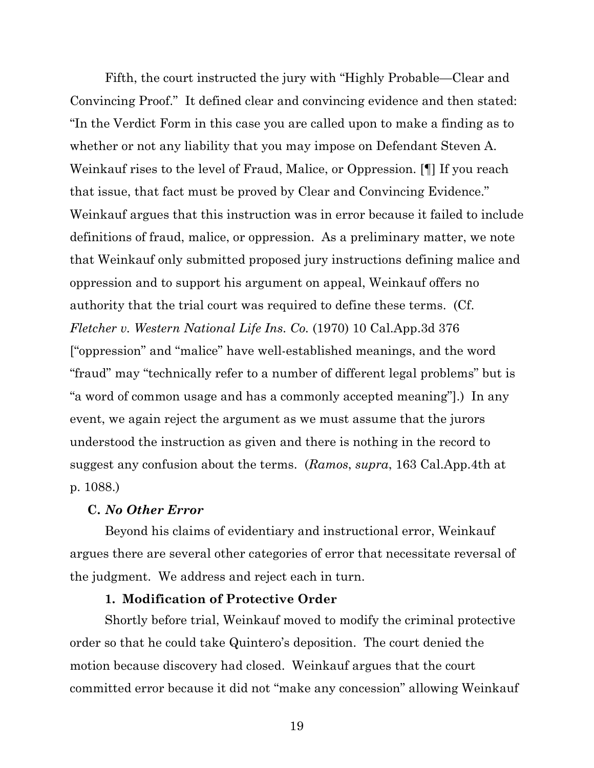Fifth, the court instructed the jury with "Highly Probable—Clear and Convincing Proof." It defined clear and convincing evidence and then stated: "In the Verdict Form in this case you are called upon to make a finding as to whether or not any liability that you may impose on Defendant Steven A. Weinkauf rises to the level of Fraud, Malice, or Oppression. [¶] If you reach that issue, that fact must be proved by Clear and Convincing Evidence." Weinkauf argues that this instruction was in error because it failed to include definitions of fraud, malice, or oppression. As a preliminary matter, we note that Weinkauf only submitted proposed jury instructions defining malice and oppression and to support his argument on appeal, Weinkauf offers no authority that the trial court was required to define these terms. (Cf. *Fletcher v. Western National Life Ins. Co.* (1970) 10 Cal.App.3d 376 ["oppression" and "malice" have well-established meanings, and the word "fraud" may "technically refer to a number of different legal problems" but is "a word of common usage and has a commonly accepted meaning"].) In any event, we again reject the argument as we must assume that the jurors understood the instruction as given and there is nothing in the record to suggest any confusion about the terms. (*Ramos*, *supra*, 163 Cal.App.4th at p. 1088.)

**C. *No Other Error***

Beyond his claims of evidentiary and instructional error, Weinkauf argues there are several other categories of error that necessitate reversal of the judgment. We address and reject each in turn.

**1. Modification of Protective Order**

Shortly before trial, Weinkauf moved to modify the criminal protective order so that he could take Quintero's deposition. The court denied the motion because discovery had closed. Weinkauf argues that the court committed error because it did not "make any concession" allowing Weinkauf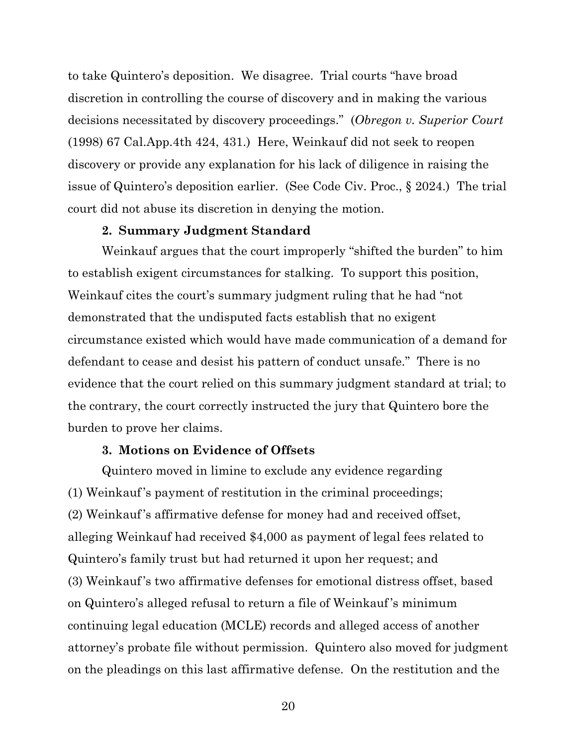to take Quintero's deposition. We disagree. Trial courts "have broad discretion in controlling the course of discovery and in making the various decisions necessitated by discovery proceedings." (*Obregon v. Superior Court* (1998) 67 Cal.App.4th 424, 431.) Here, Weinkauf did not seek to reopen discovery or provide any explanation for his lack of diligence in raising the issue of Quintero's deposition earlier. (See Code Civ. Proc., § 2024.) The trial court did not abuse its discretion in denying the motion.

**2. Summary Judgment Standard**

Weinkauf argues that the court improperly "shifted the burden" to him to establish exigent circumstances for stalking. To support this position, Weinkauf cites the court's summary judgment ruling that he had "not demonstrated that the undisputed facts establish that no exigent circumstance existed which would have made communication of a demand for defendant to cease and desist his pattern of conduct unsafe." There is no evidence that the court relied on this summary judgment standard at trial; to the contrary, the court correctly instructed the jury that Quintero bore the burden to prove her claims.

**3. Motions on Evidence of Offsets**

Quintero moved in limine to exclude any evidence regarding (1) Weinkauf's payment of restitution in the criminal proceedings; (2) Weinkauf's affirmative defense for money had and received offset, alleging Weinkauf had received $4,000 as payment of legal fees related to Quintero's family trust but had returned it upon her request; and (3) Weinkauf's two affirmative defenses for emotional distress offset, based on Quintero's alleged refusal to return a file of Weinkauf's minimum continuing legal education (MCLE) records and alleged access of another attorney's probate file without permission. Quintero also moved for judgment on the pleadings on this last affirmative defense. On the restitution and the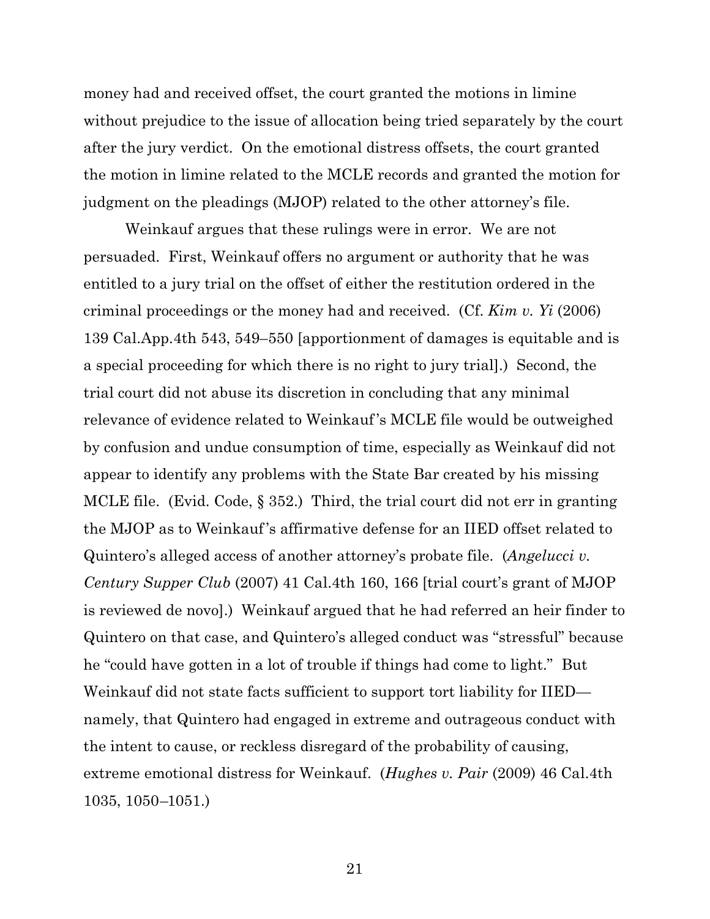money had and received offset, the court granted the motions in limine without prejudice to the issue of allocation being tried separately by the court after the jury verdict. On the emotional distress offsets, the court granted the motion in limine related to the MCLE records and granted the motion for judgment on the pleadings (MJOP) related to the other attorney's file.

Weinkauf argues that these rulings were in error. We are not persuaded. First, Weinkauf offers no argument or authority that he was entitled to a jury trial on the offset of either the restitution ordered in the criminal proceedings or the money had and received. (Cf. *Kim v. Yi* (2006) 139 Cal.App.4th 543, 549–550 [apportionment of damages is equitable and is a special proceeding for which there is no right to jury trial].) Second, the trial court did not abuse its discretion in concluding that any minimal relevance of evidence related to Weinkauf's MCLE file would be outweighed by confusion and undue consumption of time, especially as Weinkauf did not appear to identify any problems with the State Bar created by his missing MCLE file. (Evid. Code, § 352.) Third, the trial court did not err in granting the MJOP as to Weinkauf's affirmative defense for an IIED offset related to Quintero's alleged access of another attorney's probate file. (*Angelucci v. Century Supper Club* (2007) 41 Cal.4th 160, 166 [trial court's grant of MJOP is reviewed de novo].) Weinkauf argued that he had referred an heir finder to Quintero on that case, and Quintero's alleged conduct was "stressful" because he "could have gotten in a lot of trouble if things had come to light." But Weinkauf did not state facts sufficient to support tort liability for IIED—namely, that Quintero had engaged in extreme and outrageous conduct with the intent to cause, or reckless disregard of the probability of causing, extreme emotional distress for Weinkauf. (*Hughes v. Pair* (2009) 46 Cal.4th 1035, 1050–1051.)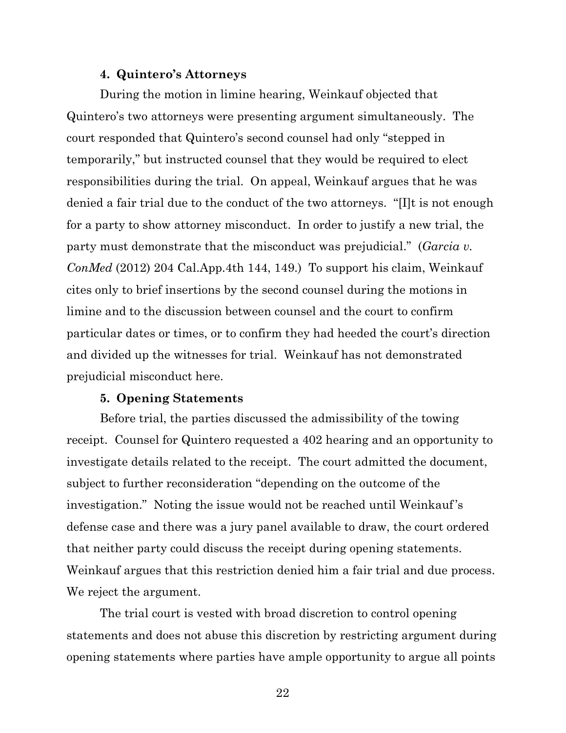**4. Quintero's Attorneys**

During the motion in limine hearing, Weinkauf objected that Quintero's two attorneys were presenting argument simultaneously. The court responded that Quintero's second counsel had only "stepped in temporarily," but instructed counsel that they would be required to elect responsibilities during the trial. On appeal, Weinkauf argues that he was denied a fair trial due to the conduct of the two attorneys. "[I]t is not enough for a party to show attorney misconduct. In order to justify a new trial, the party must demonstrate that the misconduct was prejudicial." (*Garcia v. ConMed* (2012) 204 Cal.App.4th 144, 149.) To support his claim, Weinkauf cites only to brief insertions by the second counsel during the motions in limine and to the discussion between counsel and the court to confirm particular dates or times, or to confirm they had heeded the court's direction and divided up the witnesses for trial. Weinkauf has not demonstrated prejudicial misconduct here.

**5. Opening Statements**

Before trial, the parties discussed the admissibility of the towing receipt. Counsel for Quintero requested a 402 hearing and an opportunity to investigate details related to the receipt. The court admitted the document, subject to further reconsideration "depending on the outcome of the investigation." Noting the issue would not be reached until Weinkauf's defense case and there was a jury panel available to draw, the court ordered that neither party could discuss the receipt during opening statements. Weinkauf argues that this restriction denied him a fair trial and due process. We reject the argument.

The trial court is vested with broad discretion to control opening statements and does not abuse this discretion by restricting argument during opening statements where parties have ample opportunity to argue all points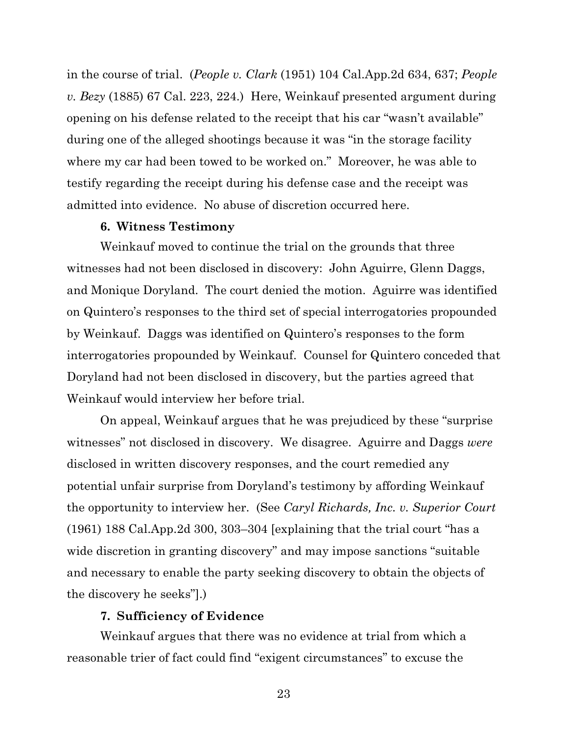in the course of trial. (*People v. Clark* (1951) 104 Cal.App.2d 634, 637; *People v. Bezy* (1885) 67 Cal. 223, 224.) Here, Weinkauf presented argument during opening on his defense related to the receipt that his car "wasn't available" during one of the alleged shootings because it was "in the storage facility where my car had been towed to be worked on." Moreover, he was able to testify regarding the receipt during his defense case and the receipt was admitted into evidence. No abuse of discretion occurred here.

**6. Witness Testimony**

Weinkauf moved to continue the trial on the grounds that three witnesses had not been disclosed in discovery: John Aguirre, Glenn Daggs, and Monique Doryland. The court denied the motion. Aguirre was identified on Quintero's responses to the third set of special interrogatories propounded by Weinkauf. Daggs was identified on Quintero's responses to the form interrogatories propounded by Weinkauf. Counsel for Quintero conceded that Doryland had not been disclosed in discovery, but the parties agreed that Weinkauf would interview her before trial.

On appeal, Weinkauf argues that he was prejudiced by these "surprise witnesses" not disclosed in discovery. We disagree. Aguirre and Daggs *were* disclosed in written discovery responses, and the court remedied any potential unfair surprise from Doryland's testimony by affording Weinkauf the opportunity to interview her. (See *Caryl Richards, Inc. v. Superior Court* (1961) 188 Cal.App.2d 300, 303–304 [explaining that the trial court "has a wide discretion in granting discovery" and may impose sanctions "suitable and necessary to enable the party seeking discovery to obtain the objects of the discovery he seeks"].)

**7. Sufficiency of Evidence**

Weinkauf argues that there was no evidence at trial from which a reasonable trier of fact could find "exigent circumstances" to excuse the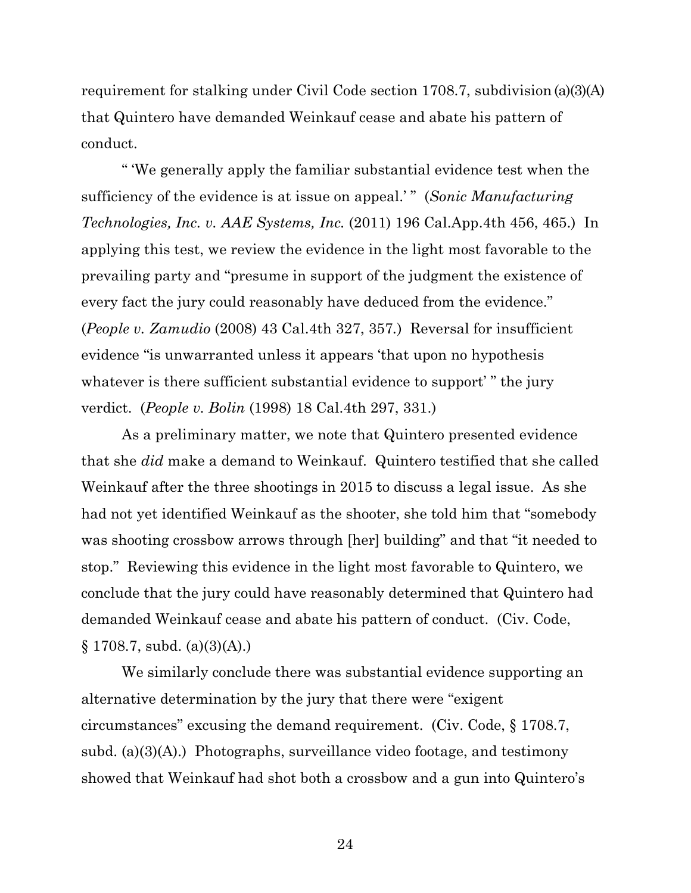requirement for stalking under Civil Code section 1708.7, subdivision (a)(3)(A) that Quintero have demanded Weinkauf cease and abate his pattern of conduct.

" 'We generally apply the familiar substantial evidence test when the sufficiency of the evidence is at issue on appeal.' " (*Sonic Manufacturing Technologies, Inc. v. AAE Systems, Inc.* (2011) 196 Cal.App.4th 456, 465.) In applying this test, we review the evidence in the light most favorable to the prevailing party and "presume in support of the judgment the existence of every fact the jury could reasonably have deduced from the evidence." (*People v. Zamudio* (2008) 43 Cal.4th 327, 357.) Reversal for insufficient evidence "is unwarranted unless it appears 'that upon no hypothesis whatever is there sufficient substantial evidence to support' " the jury verdict. (*People v. Bolin* (1998) 18 Cal.4th 297, 331.)

As a preliminary matter, we note that Quintero presented evidence that she *did* make a demand to Weinkauf. Quintero testified that she called Weinkauf after the three shootings in 2015 to discuss a legal issue. As she had not yet identified Weinkauf as the shooter, she told him that "somebody was shooting crossbow arrows through [her] building" and that "it needed to stop." Reviewing this evidence in the light most favorable to Quintero, we conclude that the jury could have reasonably determined that Quintero had demanded Weinkauf cease and abate his pattern of conduct. (Civ. Code, § 1708.7, subd. (a)(3)(A).)

We similarly conclude there was substantial evidence supporting an alternative determination by the jury that there were "exigent circumstances" excusing the demand requirement. (Civ. Code, § 1708.7, subd. (a)(3)(A).) Photographs, surveillance video footage, and testimony showed that Weinkauf had shot both a crossbow and a gun into Quintero's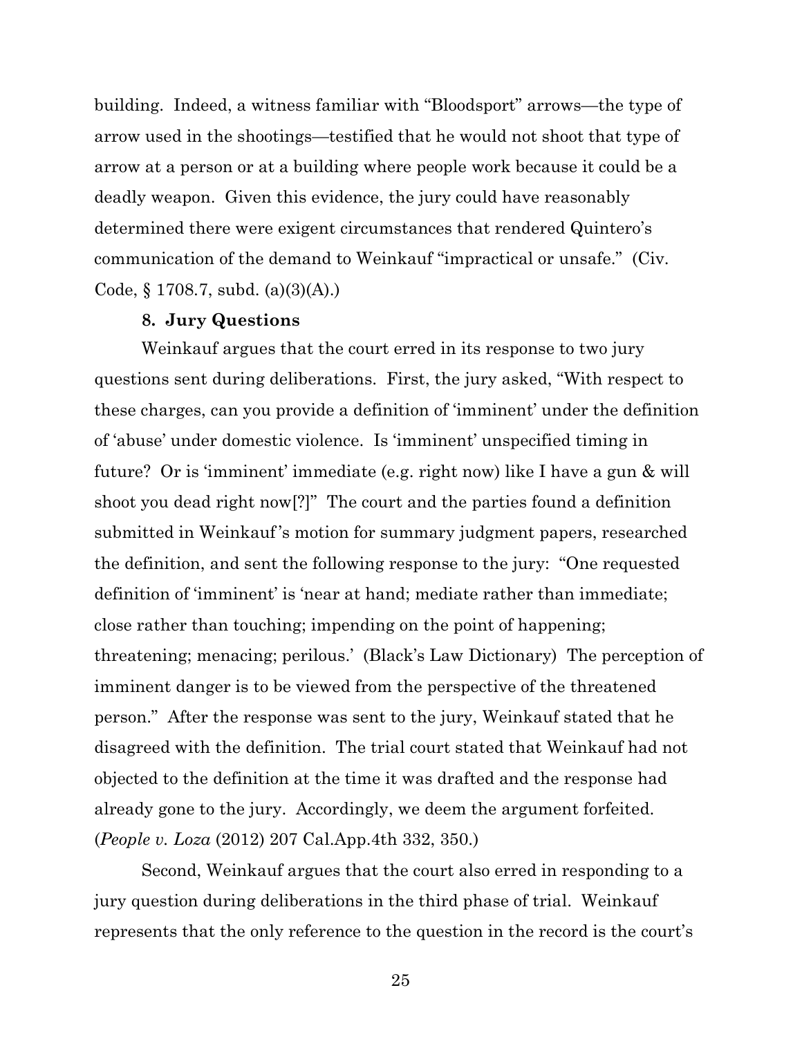building. Indeed, a witness familiar with "Bloodsport" arrows—the type of arrow used in the shootings—testified that he would not shoot that type of arrow at a person or at a building where people work because it could be a deadly weapon. Given this evidence, the jury could have reasonably determined there were exigent circumstances that rendered Quintero's communication of the demand to Weinkauf "impractical or unsafe." (Civ. Code, § 1708.7, subd. (a)(3)(A).)

**8. Jury Questions**

Weinkauf argues that the court erred in its response to two jury questions sent during deliberations. First, the jury asked, "With respect to these charges, can you provide a definition of 'imminent' under the definition of 'abuse' under domestic violence. Is 'imminent' unspecified timing in future? Or is 'imminent' immediate (e.g. right now) like I have a gun & will shoot you dead right now[?]" The court and the parties found a definition submitted in Weinkauf's motion for summary judgment papers, researched the definition, and sent the following response to the jury: "One requested definition of 'imminent' is 'near at hand; mediate rather than immediate; close rather than touching; impending on the point of happening; threatening; menacing; perilous.' (Black's Law Dictionary) The perception of imminent danger is to be viewed from the perspective of the threatened person." After the response was sent to the jury, Weinkauf stated that he disagreed with the definition. The trial court stated that Weinkauf had not objected to the definition at the time it was drafted and the response had already gone to the jury. Accordingly, we deem the argument forfeited. (*People v. Loza* (2012) 207 Cal.App.4th 332, 350.)

Second, Weinkauf argues that the court also erred in responding to a jury question during deliberations in the third phase of trial. Weinkauf represents that the only reference to the question in the record is the court's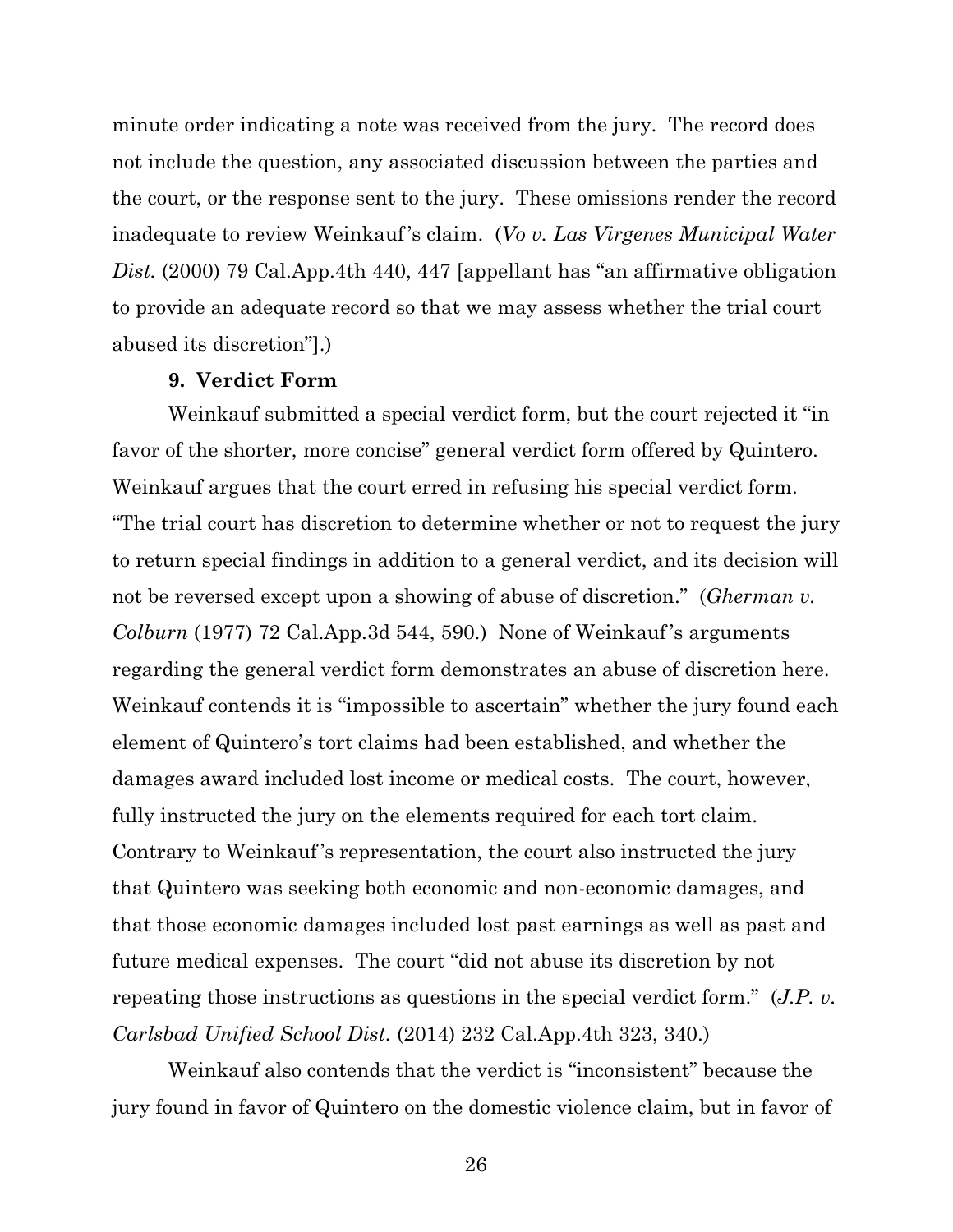minute order indicating a note was received from the jury. The record does not include the question, any associated discussion between the parties and the court, or the response sent to the jury. These omissions render the record inadequate to review Weinkauf's claim. (*Vo v. Las Virgenes Municipal Water Dist.* (2000) 79 Cal.App.4th 440, 447 [appellant has "an affirmative obligation to provide an adequate record so that we may assess whether the trial court abused its discretion"].)

**9. Verdict Form**

Weinkauf submitted a special verdict form, but the court rejected it "in favor of the shorter, more concise" general verdict form offered by Quintero. Weinkauf argues that the court erred in refusing his special verdict form. "The trial court has discretion to determine whether or not to request the jury to return special findings in addition to a general verdict, and its decision will not be reversed except upon a showing of abuse of discretion." (*Gherman v. Colburn* (1977) 72 Cal.App.3d 544, 590.) None of Weinkauf's arguments regarding the general verdict form demonstrates an abuse of discretion here. Weinkauf contends it is "impossible to ascertain" whether the jury found each element of Quintero's tort claims had been established, and whether the damages award included lost income or medical costs. The court, however, fully instructed the jury on the elements required for each tort claim. Contrary to Weinkauf's representation, the court also instructed the jury that Quintero was seeking both economic and non-economic damages, and that those economic damages included lost past earnings as well as past and future medical expenses. The court "did not abuse its discretion by not repeating those instructions as questions in the special verdict form." (*J.P. v. Carlsbad Unified School Dist.* (2014) 232 Cal.App.4th 323, 340.)

Weinkauf also contends that the verdict is "inconsistent" because the jury found in favor of Quintero on the domestic violence claim, but in favor of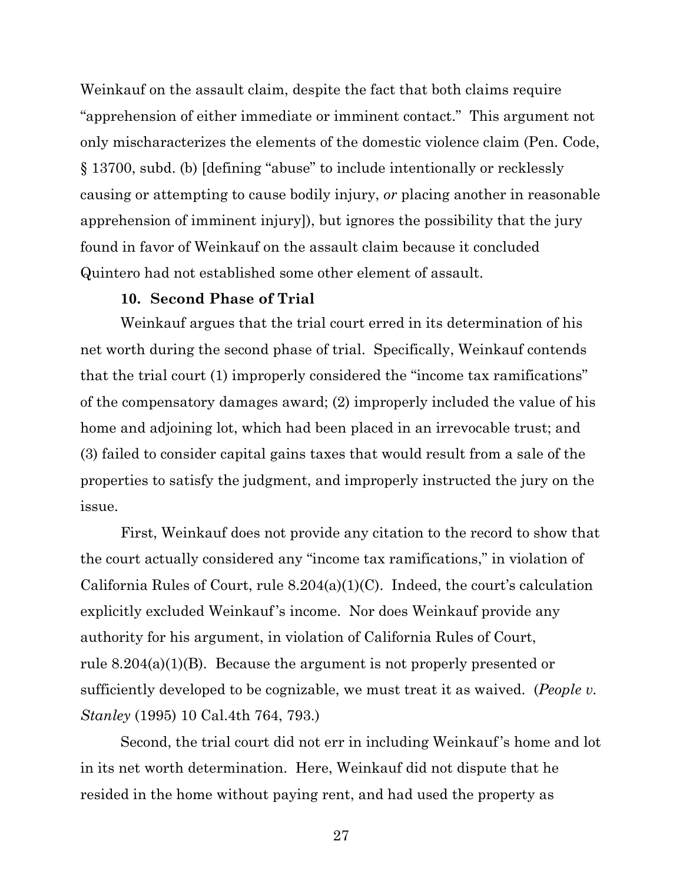Weinkauf on the assault claim, despite the fact that both claims require "apprehension of either immediate or imminent contact." This argument not only mischaracterizes the elements of the domestic violence claim (Pen. Code, § 13700, subd. (b) [defining "abuse" to include intentionally or recklessly causing or attempting to cause bodily injury, *or* placing another in reasonable apprehension of imminent injury]), but ignores the possibility that the jury found in favor of Weinkauf on the assault claim because it concluded Quintero had not established some other element of assault.

**10. Second Phase of Trial**

Weinkauf argues that the trial court erred in its determination of his net worth during the second phase of trial. Specifically, Weinkauf contends that the trial court (1) improperly considered the "income tax ramifications" of the compensatory damages award; (2) improperly included the value of his home and adjoining lot, which had been placed in an irrevocable trust; and (3) failed to consider capital gains taxes that would result from a sale of the properties to satisfy the judgment, and improperly instructed the jury on the issue.

First, Weinkauf does not provide any citation to the record to show that the court actually considered any "income tax ramifications," in violation of California Rules of Court, rule 8.204(a)(1)(C). Indeed, the court's calculation explicitly excluded Weinkauf's income. Nor does Weinkauf provide any authority for his argument, in violation of California Rules of Court, rule 8.204(a)(1)(B). Because the argument is not properly presented or sufficiently developed to be cognizable, we must treat it as waived. (*People v. Stanley* (1995) 10 Cal.4th 764, 793.)

Second, the trial court did not err in including Weinkauf's home and lot in its net worth determination. Here, Weinkauf did not dispute that he resided in the home without paying rent, and had used the property as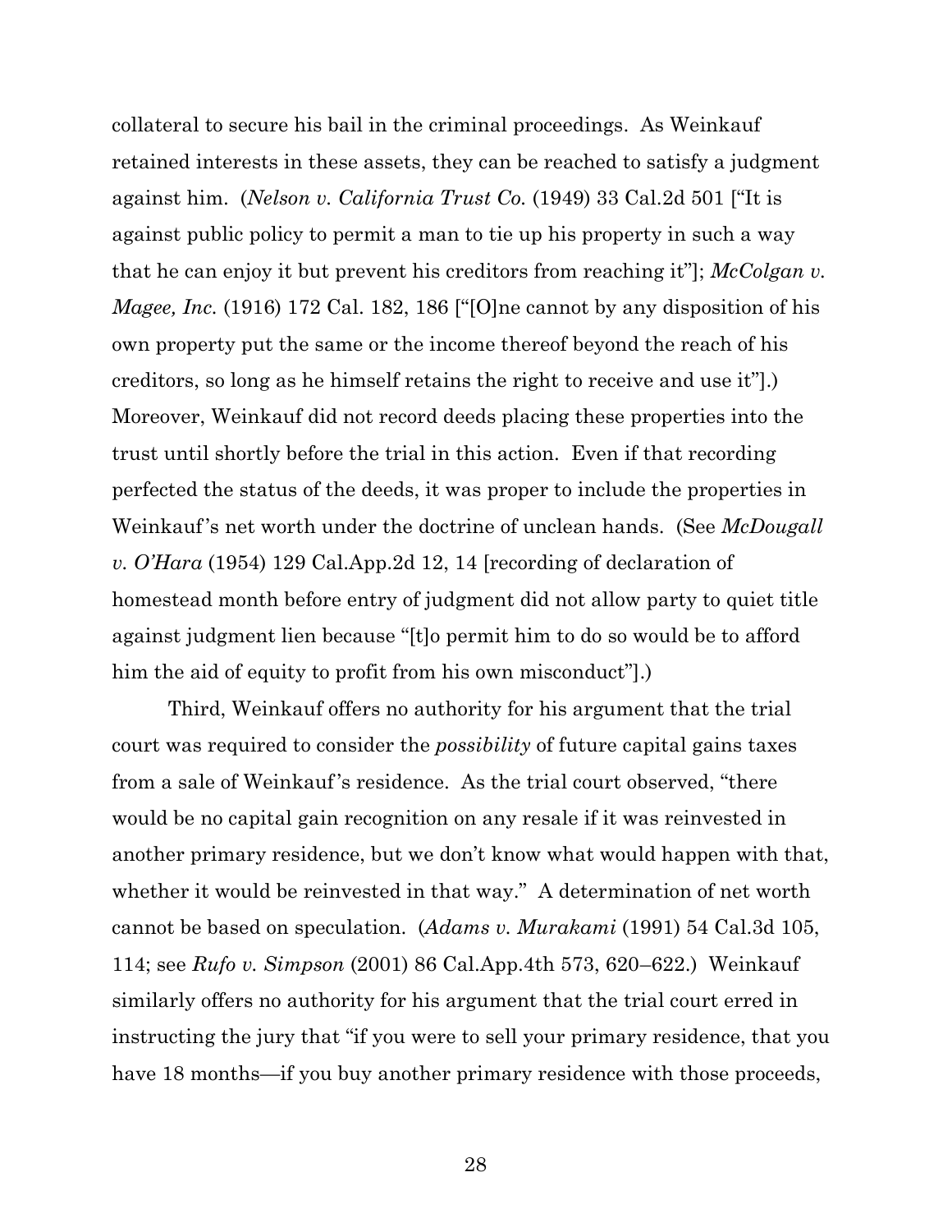collateral to secure his bail in the criminal proceedings. As Weinkauf retained interests in these assets, they can be reached to satisfy a judgment against him. (*Nelson v. California Trust Co.* (1949) 33 Cal.2d 501 ["It is against public policy to permit a man to tie up his property in such a way that he can enjoy it but prevent his creditors from reaching it"]; *McColgan v. Magee, Inc.* (1916) 172 Cal. 182, 186 ["[O]ne cannot by any disposition of his own property put the same or the income thereof beyond the reach of his creditors, so long as he himself retains the right to receive and use it"].) Moreover, Weinkauf did not record deeds placing these properties into the trust until shortly before the trial in this action. Even if that recording perfected the status of the deeds, it was proper to include the properties in Weinkauf's net worth under the doctrine of unclean hands. (See *McDougall v. O'Hara* (1954) 129 Cal.App.2d 12, 14 [recording of declaration of homestead month before entry of judgment did not allow party to quiet title against judgment lien because "[t]o permit him to do so would be to afford him the aid of equity to profit from his own misconduct"].)

Third, Weinkauf offers no authority for his argument that the trial court was required to consider the *possibility* of future capital gains taxes from a sale of Weinkauf's residence. As the trial court observed, "there would be no capital gain recognition on any resale if it was reinvested in another primary residence, but we don't know what would happen with that, whether it would be reinvested in that way." A determination of net worth cannot be based on speculation. (*Adams v. Murakami* (1991) 54 Cal.3d 105, 114; see *Rufo v. Simpson* (2001) 86 Cal.App.4th 573, 620–622.) Weinkauf similarly offers no authority for his argument that the trial court erred in instructing the jury that "if you were to sell your primary residence, that you have 18 months—if you buy another primary residence with those proceeds,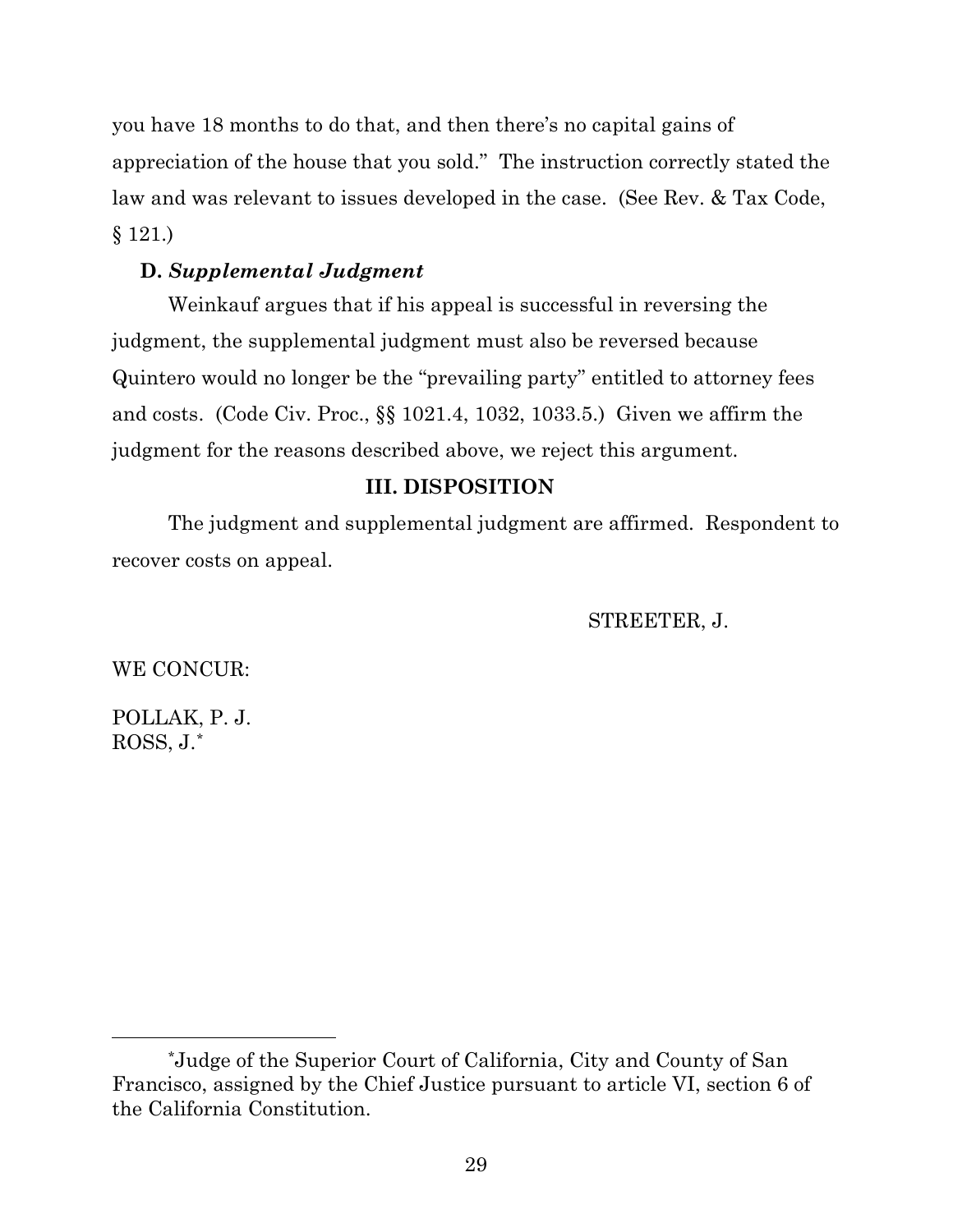you have 18 months to do that, and then there's no capital gains of appreciation of the house that you sold." The instruction correctly stated the law and was relevant to issues developed in the case. (See Rev. & Tax Code, § 121.)

**D. *Supplemental Judgment***

Weinkauf argues that if his appeal is successful in reversing the judgment, the supplemental judgment must also be reversed because Quintero would no longer be the "prevailing party" entitled to attorney fees and costs. (Code Civ. Proc., §§ 1021.4, 1032, 1033.5.) Given we affirm the judgment for the reasons described above, we reject this argument.

## III. DISPOSITION

The judgment and supplemental judgment are affirmed. Respondent to recover costs on appeal.

STREETER, J.

WE CONCUR:

POLLAK, P. J.
ROSS, J.*

---

*Judge of the Superior Court of California, City and County of San Francisco, assigned by the Chief Justice pursuant to article VI, section 6 of the California Constitution.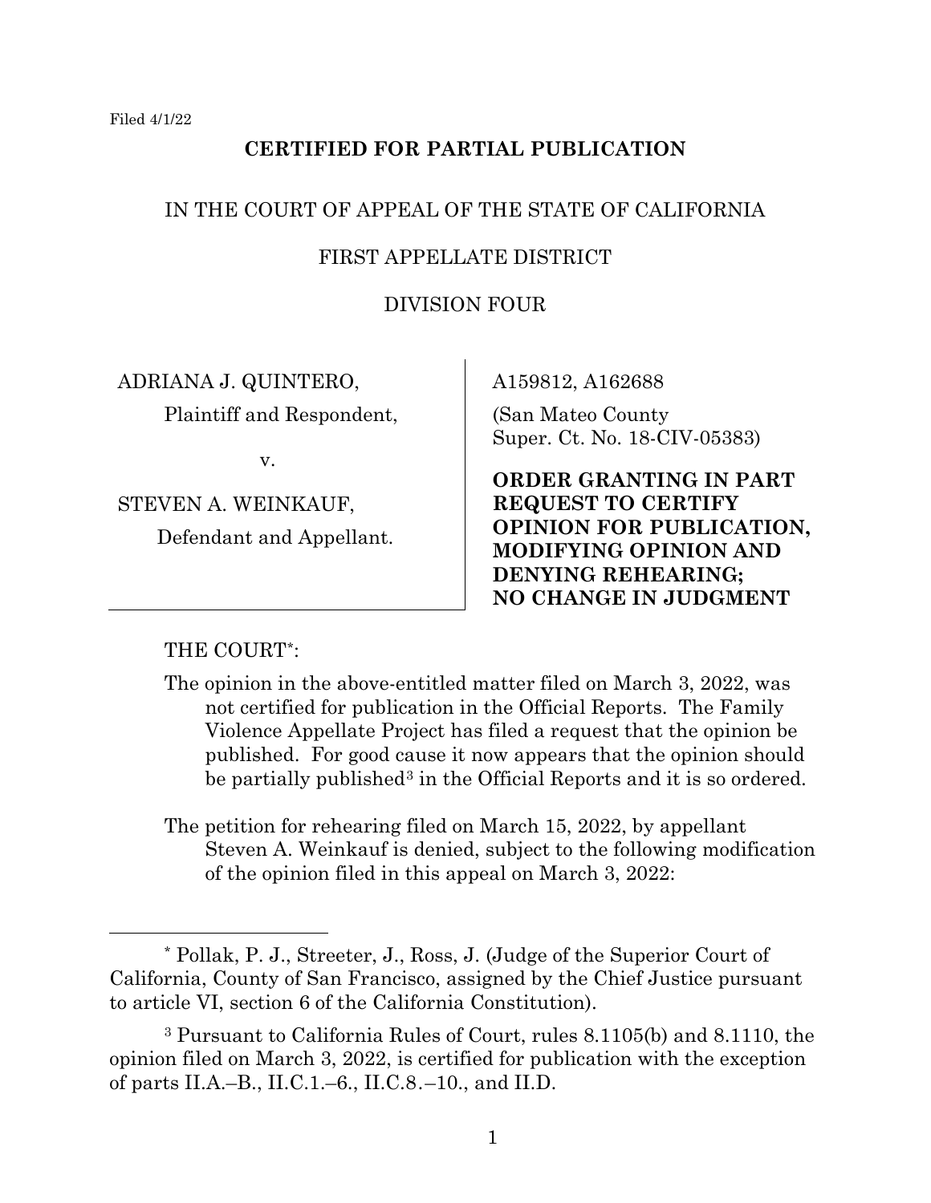Filed 4/1/22

**CERTIFIED FOR PARTIAL PUBLICATION**

IN THE COURT OF APPEAL OF THE STATE OF CALIFORNIA

FIRST APPELLATE DISTRICT

DIVISION FOUR

| | |
|---|---|
| ADRIANA J. QUINTERO,<br>Plaintiff and Respondent,<br>v.<br>STEVEN A. WEINKAUF,<br>Defendant and Appellant. | A159812, A162688<br>(San Mateo County Super. Ct. No. 18-CIV-05383)<br>**ORDER GRANTING IN PART REQUEST TO CERTIFY OPINION FOR PUBLICATION, MODIFYING OPINION AND DENYING REHEARING; NO CHANGE IN JUDGMENT** |

THE COURT*:

The opinion in the above-entitled matter filed on March 3, 2022, was not certified for publication in the Official Reports. The Family Violence Appellate Project has filed a request that the opinion be published. For good cause it now appears that the opinion should be partially published[3] in the Official Reports and it is so ordered.

The petition for rehearing filed on March 15, 2022, by appellant Steven A. Weinkauf is denied, subject to the following modification of the opinion filed in this appeal on March 3, 2022:

---

\* Pollak, P. J., Streeter, J., Ross, J. (Judge of the Superior Court of California, County of San Francisco, assigned by the Chief Justice pursuant to article VI, section 6 of the California Constitution).

[3] Pursuant to California Rules of Court, rules 8.1105(b) and 8.1110, the opinion filed on March 3, 2022, is certified for publication with the exception of parts II.A.–B., II.C.1.–6., II.C.8.–10., and II.D.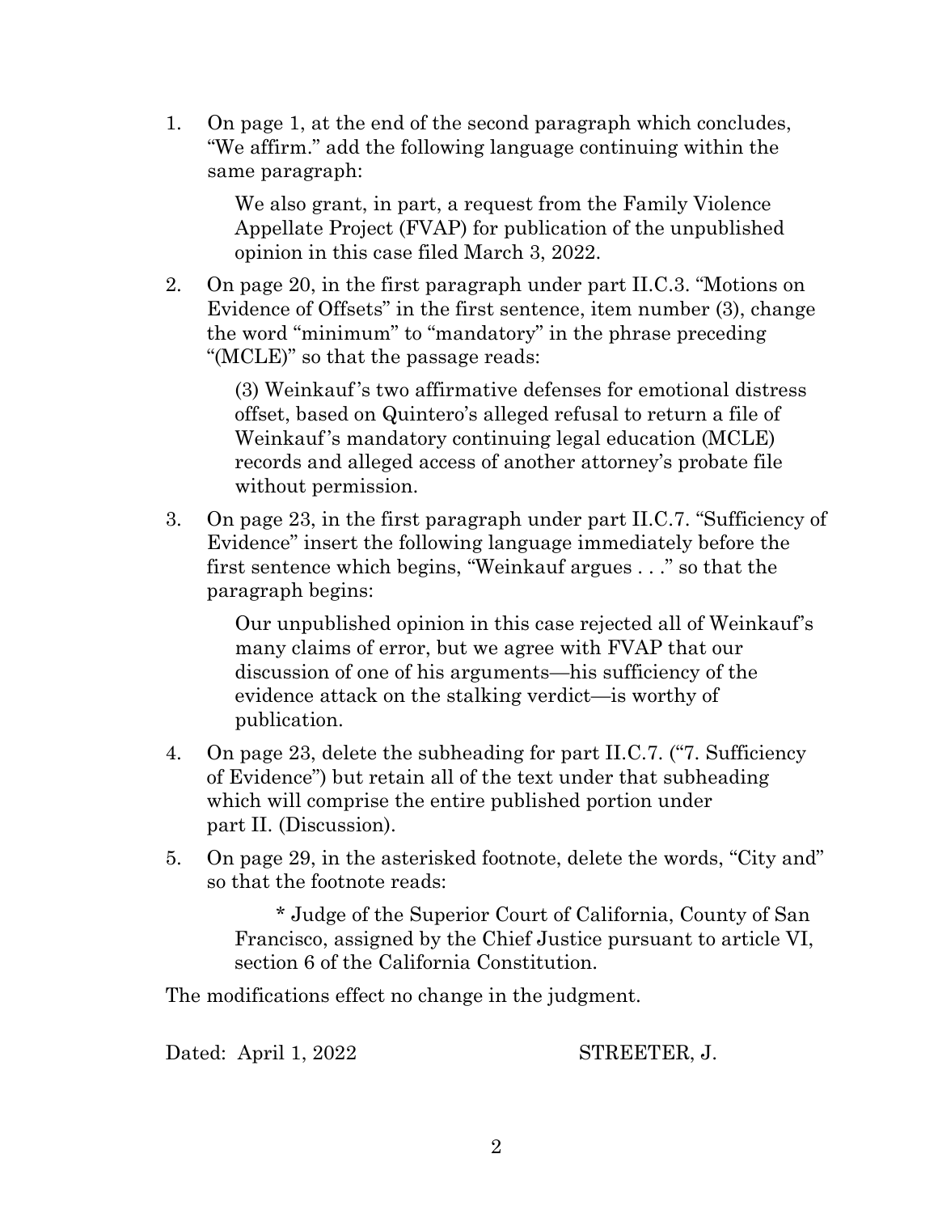1. On page 1, at the end of the second paragraph which concludes, "We affirm." add the following language continuing within the same paragraph:

   > We also grant, in part, a request from the Family Violence Appellate Project (FVAP) for publication of the unpublished opinion in this case filed March 3, 2022.

2. On page 20, in the first paragraph under part II.C.3. "Motions on Evidence of Offsets" in the first sentence, item number (3), change the word "minimum" to "mandatory" in the phrase preceding "(MCLE)" so that the passage reads:

   > (3) Weinkauf's two affirmative defenses for emotional distress offset, based on Quintero's alleged refusal to return a file of Weinkauf's mandatory continuing legal education (MCLE) records and alleged access of another attorney's probate file without permission.

3. On page 23, in the first paragraph under part II.C.7. "Sufficiency of Evidence" insert the following language immediately before the first sentence which begins, "Weinkauf argues . . ." so that the paragraph begins:

   > Our unpublished opinion in this case rejected all of Weinkauf's many claims of error, but we agree with FVAP that our discussion of one of his arguments—his sufficiency of the evidence attack on the stalking verdict—is worthy of publication.

4. On page 23, delete the subheading for part II.C.7. ("7. Sufficiency of Evidence") but retain all of the text under that subheading which will comprise the entire published portion under part II. (Discussion).

5. On page 29, in the asterisked footnote, delete the words, "City and" so that the footnote reads:

   > \* Judge of the Superior Court of California, County of San Francisco, assigned by the Chief Justice pursuant to article VI, section 6 of the California Constitution.

The modifications effect no change in the judgment.

Dated: April 1, 2022 STREETER, J.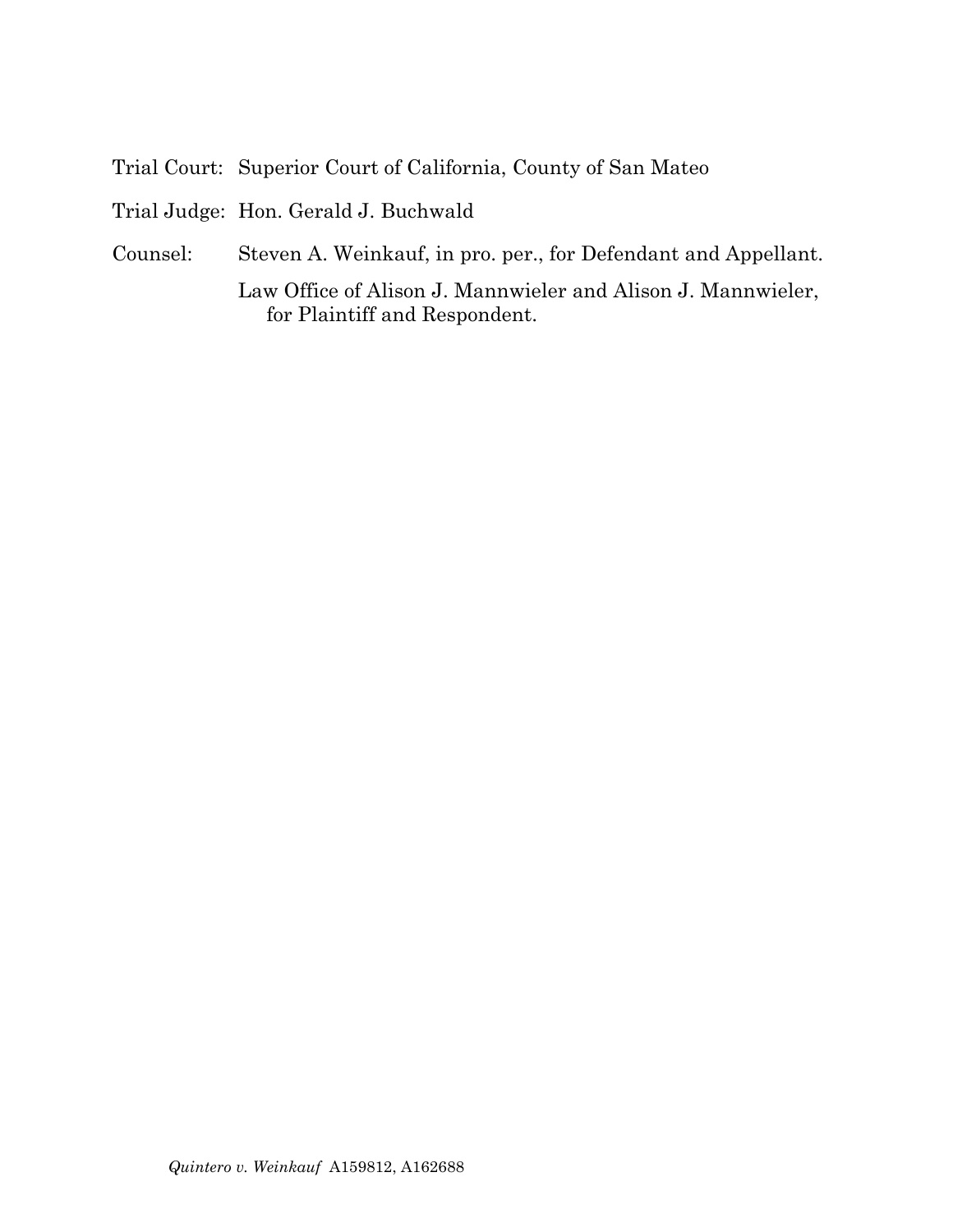Trial Court: Superior Court of California, County of San Mateo

Trial Judge: Hon. Gerald J. Buchwald

Counsel: Steven A. Weinkauf, in pro. per., for Defendant and Appellant.

Law Office of Alison J. Mannwieler and Alison J. Mannwieler, for Plaintiff and Respondent.